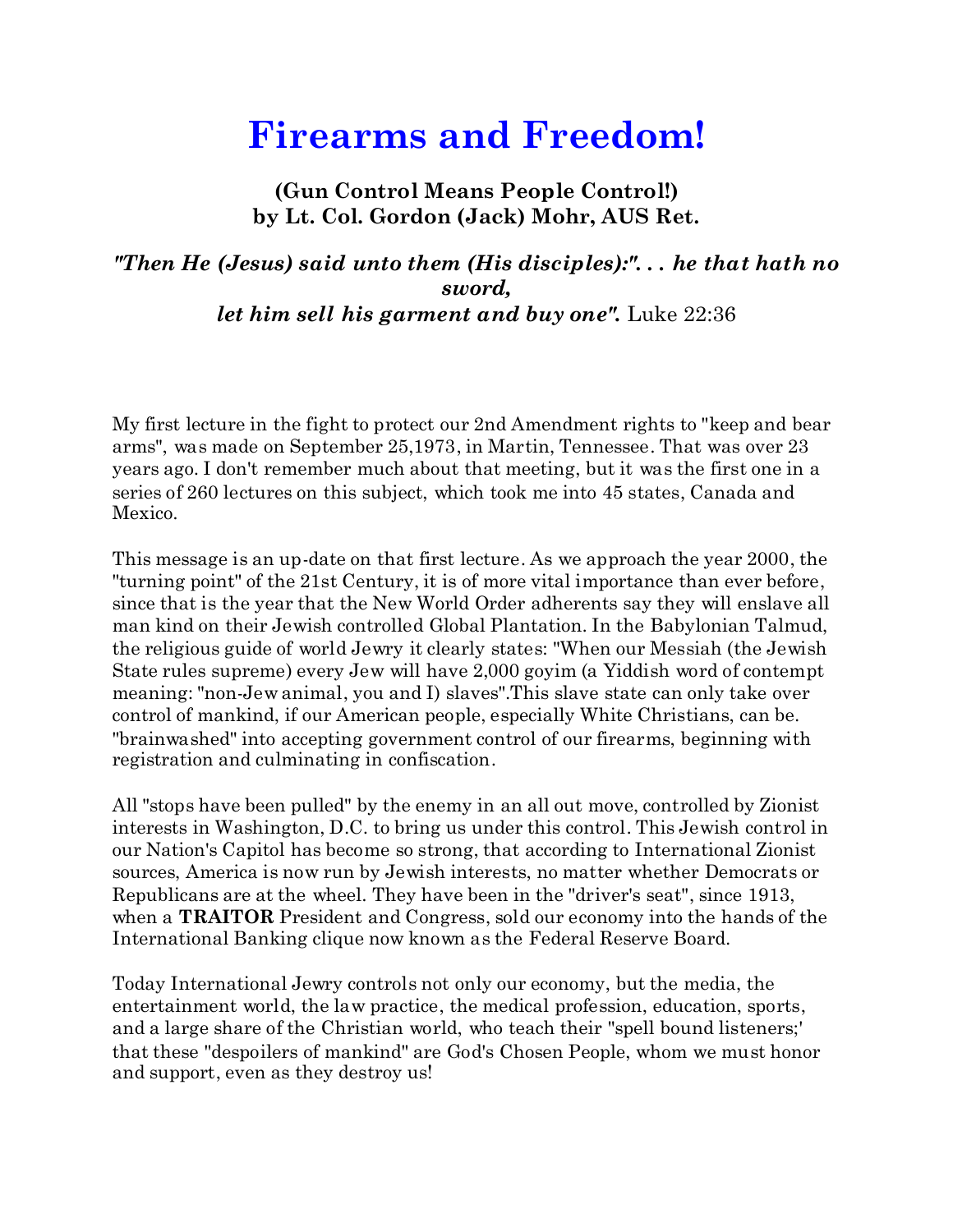# Firearms and Freedom!

**(Gun Control Means People Control!)**
**by Lt. Col. Gordon (Jack) Mohr, AUS Ret.**

***"Then He (Jesus) said unto them (His disciples):". . . he that hath no sword,***
***let him sell his garment and buy one".*** Luke 22:36

My first lecture in the fight to protect our 2nd Amendment rights to "keep and bear arms", was made on September 25,1973, in Martin, Tennessee. That was over 23 years ago. I don't remember much about that meeting, but it was the first one in a series of 260 lectures on this subject, which took me into 45 states, Canada and Mexico.

This message is an up-date on that first lecture. As we approach the year 2000, the "turning point" of the 21st Century, it is of more vital importance than ever before, since that is the year that the New World Order adherents say they will enslave all man kind on their Jewish controlled Global Plantation. In the Babylonian Talmud, the religious guide of world Jewry it clearly states: "When our Messiah (the Jewish State rules supreme) every Jew will have 2,000 goyim (a Yiddish word of contempt meaning: "non-Jew animal, you and I) slaves".This slave state can only take over control of mankind, if our American people, especially White Christians, can be. "brainwashed" into accepting government control of our firearms, beginning with registration and culminating in confiscation.

All "stops have been pulled" by the enemy in an all out move, controlled by Zionist interests in Washington, D.C. to bring us under this control. This Jewish control in our Nation's Capitol has become so strong, that according to International Zionist sources, America is now run by Jewish interests, no matter whether Democrats or Republicans are at the wheel. They have been in the "driver's seat", since 1913, when a **TRAITOR** President and Congress, sold our economy into the hands of the International Banking clique now known as the Federal Reserve Board.

Today International Jewry controls not only our economy, but the media, the entertainment world, the law practice, the medical profession, education, sports, and a large share of the Christian world, who teach their "spell bound listeners;' that these "despoilers of mankind" are God's Chosen People, whom we must honor and support, even as they destroy us!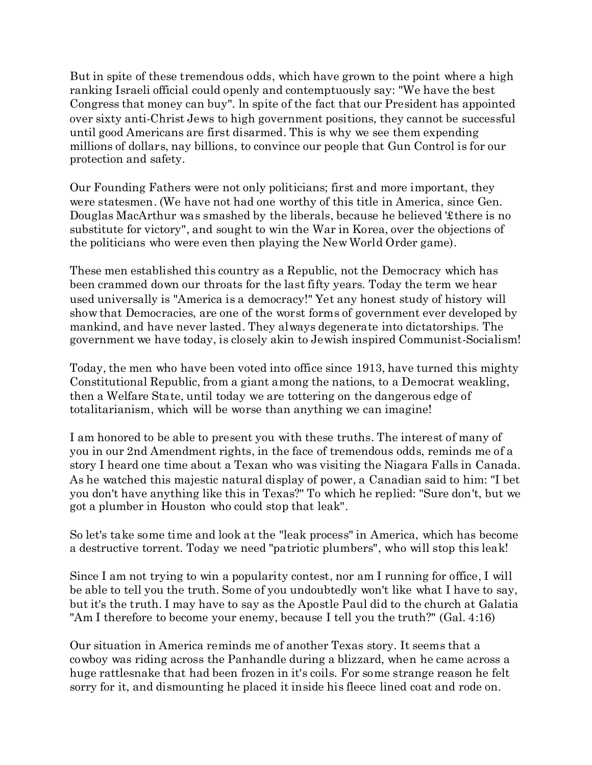But in spite of these tremendous odds, which have grown to the point where a high ranking Israeli official could openly and contemptuously say: "We have the best Congress that money can buy". In spite of the fact that our President has appointed over sixty anti-Christ Jews to high government positions, they cannot be successful until good Americans are first disarmed. This is why we see them expending millions of dollars, nay billions, to convince our people that Gun Control is for our protection and safety.

Our Founding Fathers were not only politicians; first and more important, they were statesmen. (We have not had one worthy of this title in America, since Gen. Douglas MacArthur was smashed by the liberals, because he believed '£there is no substitute for victory", and sought to win the War in Korea, over the objections of the politicians who were even then playing the New World Order game).

These men established this country as a Republic, not the Democracy which has been crammed down our throats for the last fifty years. Today the term we hear used universally is "America is a democracy!" Yet any honest study of history will show that Democracies, are one of the worst forms of government ever developed by mankind, and have never lasted. They always degenerate into dictatorships. The government we have today, is closely akin to Jewish inspired Communist-Socialism!

Today, the men who have been voted into office since 1913, have turned this mighty Constitutional Republic, from a giant among the nations, to a Democrat weakling, then a Welfare State, until today we are tottering on the dangerous edge of totalitarianism, which will be worse than anything we can imagine!

I am honored to be able to present you with these truths. The interest of many of you in our 2nd Amendment rights, in the face of tremendous odds, reminds me of a story I heard one time about a Texan who was visiting the Niagara Falls in Canada. As he watched this majestic natural display of power, a Canadian said to him: "I bet you don't have anything like this in Texas?" To which he replied: "Sure don't, but we got a plumber in Houston who could stop that leak".

So let's take some time and look at the "leak process" in America, which has become a destructive torrent. Today we need "patriotic plumbers", who will stop this leak!

Since I am not trying to win a popularity contest, nor am I running for office, I will be able to tell you the truth. Some of you undoubtedly won't like what I have to say, but it's the truth. I may have to say as the Apostle Paul did to the church at Galatia "Am I therefore to become your enemy, because I tell you the truth?" (Gal. 4:16)

Our situation in America reminds me of another Texas story. It seems that a cowboy was riding across the Panhandle during a blizzard, when he came across a huge rattlesnake that had been frozen in it's coils. For some strange reason he felt sorry for it, and dismounting he placed it inside his fleece lined coat and rode on.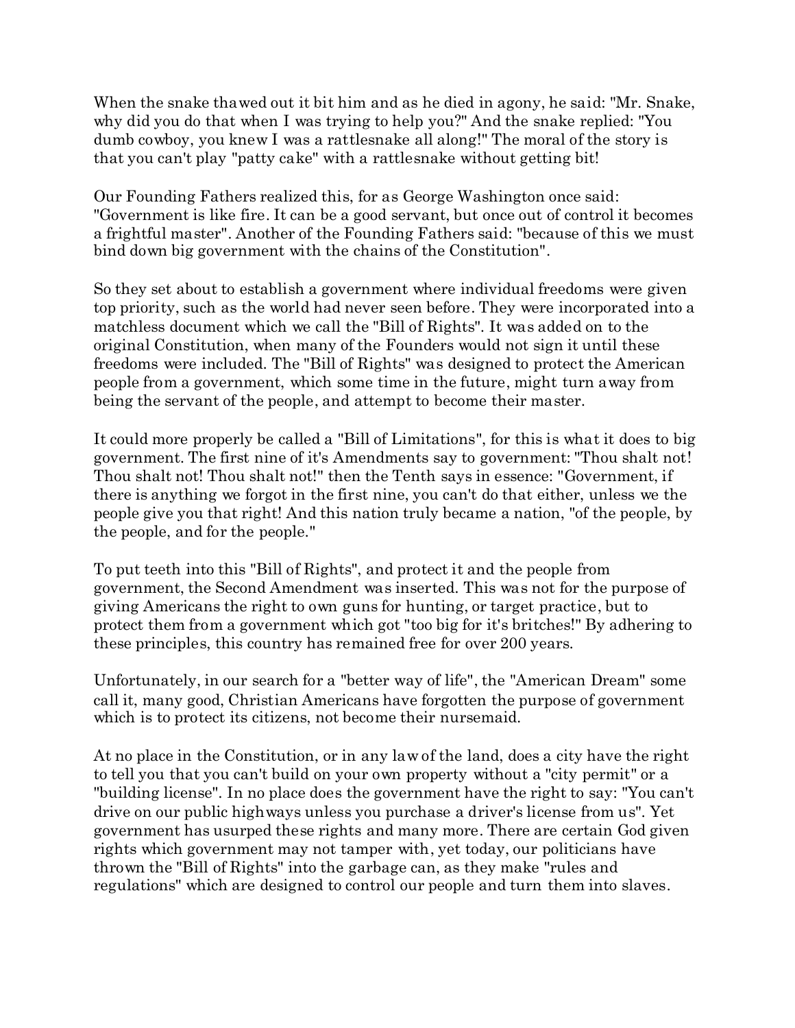When the snake thawed out it bit him and as he died in agony, he said: "Mr. Snake, why did you do that when I was trying to help you?" And the snake replied: "You dumb cowboy, you knew I was a rattlesnake all along!" The moral of the story is that you can't play "patty cake" with a rattlesnake without getting bit!

Our Founding Fathers realized this, for as George Washington once said: "Government is like fire. It can be a good servant, but once out of control it becomes a frightful master". Another of the Founding Fathers said: "because of this we must bind down big government with the chains of the Constitution".

So they set about to establish a government where individual freedoms were given top priority, such as the world had never seen before. They were incorporated into a matchless document which we call the "Bill of Rights". It was added on to the original Constitution, when many of the Founders would not sign it until these freedoms were included. The "Bill of Rights" was designed to protect the American people from a government, which some time in the future, might turn away from being the servant of the people, and attempt to become their master.

It could more properly be called a "Bill of Limitations", for this is what it does to big government. The first nine of it's Amendments say to government: "Thou shalt not! Thou shalt not! Thou shalt not!" then the Tenth says in essence: "Government, if there is anything we forgot in the first nine, you can't do that either, unless we the people give you that right! And this nation truly became a nation, "of the people, by the people, and for the people."

To put teeth into this "Bill of Rights", and protect it and the people from government, the Second Amendment was inserted. This was not for the purpose of giving Americans the right to own guns for hunting, or target practice, but to protect them from a government which got "too big for it's britches!" By adhering to these principles, this country has remained free for over 200 years.

Unfortunately, in our search for a "better way of life", the "American Dream" some call it, many good, Christian Americans have forgotten the purpose of government which is to protect its citizens, not become their nursemaid.

At no place in the Constitution, or in any law of the land, does a city have the right to tell you that you can't build on your own property without a "city permit" or a "building license". In no place does the government have the right to say: "You can't drive on our public highways unless you purchase a driver's license from us". Yet government has usurped these rights and many more. There are certain God given rights which government may not tamper with, yet today, our politicians have thrown the "Bill of Rights" into the garbage can, as they make "rules and regulations" which are designed to control our people and turn them into slaves.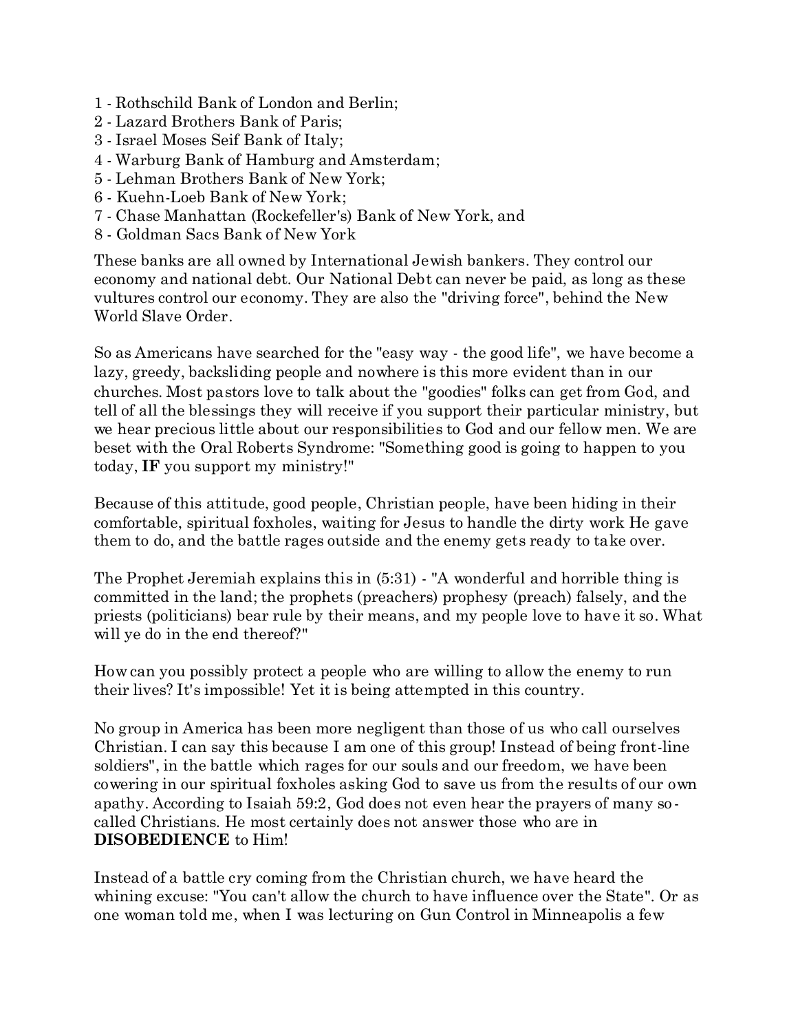1 - Rothschild Bank of London and Berlin;
2 - Lazard Brothers Bank of Paris;
3 - Israel Moses Seif Bank of Italy;
4 - Warburg Bank of Hamburg and Amsterdam;
5 - Lehman Brothers Bank of New York;
6 - Kuehn-Loeb Bank of New York;
7 - Chase Manhattan (Rockefeller's) Bank of New York, and
8 - Goldman Sacs Bank of New York

These banks are all owned by International Jewish bankers. They control our economy and national debt. Our National Debt can never be paid, as long as these vultures control our economy. They are also the "driving force", behind the New World Slave Order.

So as Americans have searched for the "easy way - the good life", we have become a lazy, greedy, backsliding people and nowhere is this more evident than in our churches. Most pastors love to talk about the "goodies" folks can get from God, and tell of all the blessings they will receive if you support their particular ministry, but we hear precious little about our responsibilities to God and our fellow men. We are beset with the Oral Roberts Syndrome: "Something good is going to happen to you today, **IF** you support my ministry!"

Because of this attitude, good people, Christian people, have been hiding in their comfortable, spiritual foxholes, waiting for Jesus to handle the dirty work He gave them to do, and the battle rages outside and the enemy gets ready to take over.

The Prophet Jeremiah explains this in (5:31) - "A wonderful and horrible thing is committed in the land; the prophets (preachers) prophesy (preach) falsely, and the priests (politicians) bear rule by their means, and my people love to have it so. What will ye do in the end thereof?"

How can you possibly protect a people who are willing to allow the enemy to run their lives? It's impossible! Yet it is being attempted in this country.

No group in America has been more negligent than those of us who call ourselves Christian. I can say this because I am one of this group! Instead of being front-line soldiers", in the battle which rages for our souls and our freedom, we have been cowering in our spiritual foxholes asking God to save us from the results of our own apathy. According to Isaiah 59:2, God does not even hear the prayers of many so-called Christians. He most certainly does not answer those who are in **DISOBEDIENCE** to Him!

Instead of a battle cry coming from the Christian church, we have heard the whining excuse: "You can't allow the church to have influence over the State". Or as one woman told me, when I was lecturing on Gun Control in Minneapolis a few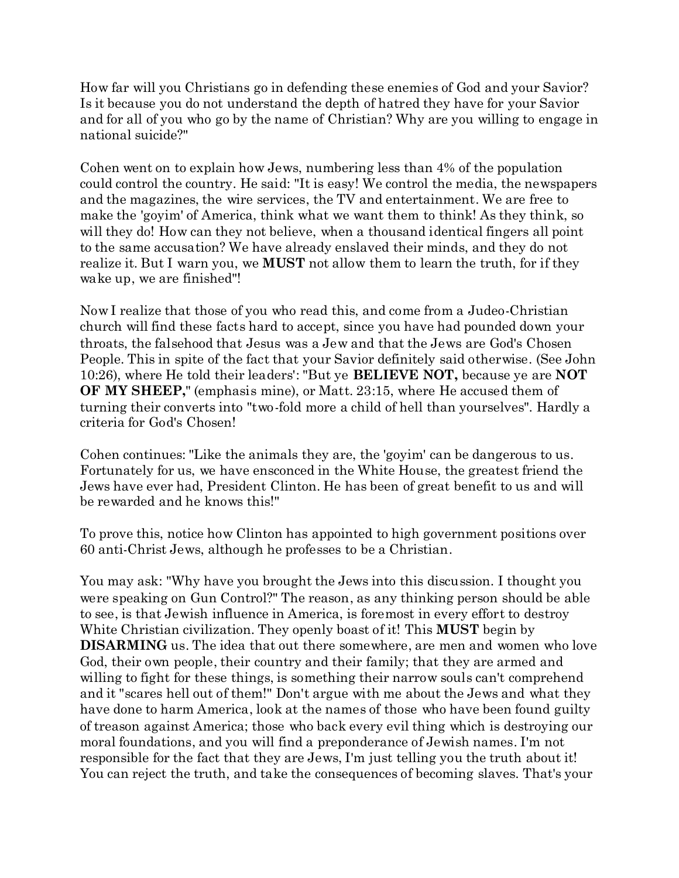How far will you Christians go in defending these enemies of God and your Savior? Is it because you do not understand the depth of hatred they have for your Savior and for all of you who go by the name of Christian? Why are you willing to engage in national suicide?"

Cohen went on to explain how Jews, numbering less than 4% of the population could control the country. He said: "It is easy! We control the media, the newspapers and the magazines, the wire services, the TV and entertainment. We are free to make the 'goyim' of America, think what we want them to think! As they think, so will they do! How can they not believe, when a thousand identical fingers all point to the same accusation? We have already enslaved their minds, and they do not realize it. But I warn you, we **MUST** not allow them to learn the truth, for if they wake up, we are finished"!

Now I realize that those of you who read this, and come from a Judeo-Christian church will find these facts hard to accept, since you have had pounded down your throats, the falsehood that Jesus was a Jew and that the Jews are God's Chosen People. This in spite of the fact that your Savior definitely said otherwise. (See John 10:26), where He told their leaders': "But ye **BELIEVE NOT,** because ye are **NOT OF MY SHEEP,**" (emphasis mine), or Matt. 23:15, where He accused them of turning their converts into "two-fold more a child of hell than yourselves". Hardly a criteria for God's Chosen!

Cohen continues: "Like the animals they are, the 'goyim' can be dangerous to us. Fortunately for us, we have ensconced in the White House, the greatest friend the Jews have ever had, President Clinton. He has been of great benefit to us and will be rewarded and he knows this!"

To prove this, notice how Clinton has appointed to high government positions over 60 anti-Christ Jews, although he professes to be a Christian.

You may ask: "Why have you brought the Jews into this discussion. I thought you were speaking on Gun Control?" The reason, as any thinking person should be able to see, is that Jewish influence in America, is foremost in every effort to destroy White Christian civilization. They openly boast of it! This **MUST** begin by **DISARMING** us. The idea that out there somewhere, are men and women who love God, their own people, their country and their family; that they are armed and willing to fight for these things, is something their narrow souls can't comprehend and it "scares hell out of them!" Don't argue with me about the Jews and what they have done to harm America, look at the names of those who have been found guilty of treason against America; those who back every evil thing which is destroying our moral foundations, and you will find a preponderance of Jewish names. I'm not responsible for the fact that they are Jews, I'm just telling you the truth about it! You can reject the truth, and take the consequences of becoming slaves. That's your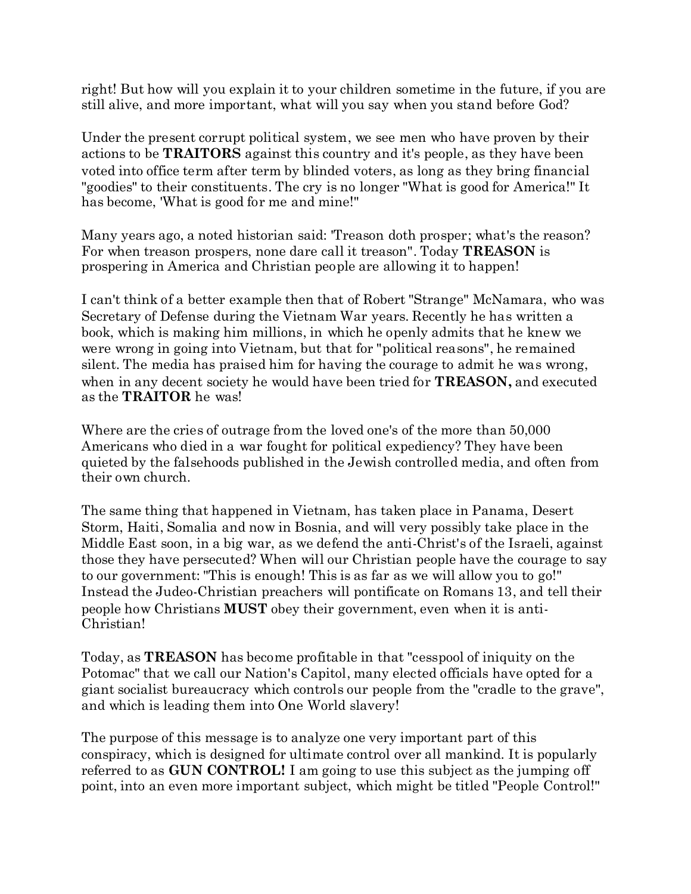right! But how will you explain it to your children sometime in the future, if you are still alive, and more important, what will you say when you stand before God?

Under the present corrupt political system, we see men who have proven by their actions to be **TRAITORS** against this country and it's people, as they have been voted into office term after term by blinded voters, as long as they bring financial "goodies" to their constituents. The cry is no longer "What is good for America!" It has become, 'What is good for me and mine!"

Many years ago, a noted historian said: 'Treason doth prosper; what's the reason? For when treason prospers, none dare call it treason". Today **TREASON** is prospering in America and Christian people are allowing it to happen!

I can't think of a better example then that of Robert "Strange" McNamara, who was Secretary of Defense during the Vietnam War years. Recently he has written a book, which is making him millions, in which he openly admits that he knew we were wrong in going into Vietnam, but that for "political reasons", he remained silent. The media has praised him for having the courage to admit he was wrong, when in any decent society he would have been tried for **TREASON,** and executed as the **TRAITOR** he was!

Where are the cries of outrage from the loved one's of the more than 50,000 Americans who died in a war fought for political expediency? They have been quieted by the falsehoods published in the Jewish controlled media, and often from their own church.

The same thing that happened in Vietnam, has taken place in Panama, Desert Storm, Haiti, Somalia and now in Bosnia, and will very possibly take place in the Middle East soon, in a big war, as we defend the anti-Christ's of the Israeli, against those they have persecuted? When will our Christian people have the courage to say to our government: "This is enough! This is as far as we will allow you to go!" Instead the Judeo-Christian preachers will pontificate on Romans 13, and tell their people how Christians **MUST** obey their government, even when it is anti-Christian!

Today, as **TREASON** has become profitable in that "cesspool of iniquity on the Potomac" that we call our Nation's Capitol, many elected officials have opted for a giant socialist bureaucracy which controls our people from the "cradle to the grave", and which is leading them into One World slavery!

The purpose of this message is to analyze one very important part of this conspiracy, which is designed for ultimate control over all mankind. It is popularly referred to as **GUN CONTROL!** I am going to use this subject as the jumping off point, into an even more important subject, which might be titled "People Control!"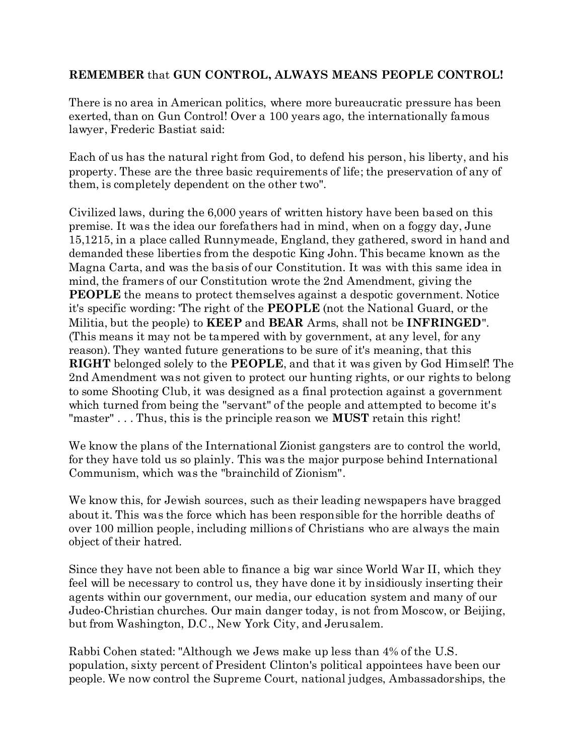**REMEMBER** that **GUN CONTROL, ALWAYS MEANS PEOPLE CONTROL!**

There is no area in American politics, where more bureaucratic pressure has been exerted, than on Gun Control! Over a 100 years ago, the internationally famous lawyer, Frederic Bastiat said:

Each of us has the natural right from God, to defend his person, his liberty, and his property. These are the three basic requirements of life; the preservation of any of them, is completely dependent on the other two".

Civilized laws, during the 6,000 years of written history have been based on this premise. It was the idea our forefathers had in mind, when on a foggy day, June 15,1215, in a place called Runnymeade, England, they gathered, sword in hand and demanded these liberties from the despotic King John. This became known as the Magna Carta, and was the basis of our Constitution. It was with this same idea in mind, the framers of our Constitution wrote the 2nd Amendment, giving the **PEOPLE** the means to protect themselves against a despotic government. Notice it's specific wording: "The right of the **PEOPLE** (not the National Guard, or the Militia, but the people) to **KEEP** and **BEAR** Arms, shall not be **INFRINGED**". (This means it may not be tampered with by government, at any level, for any reason). They wanted future generations to be sure of it's meaning, that this **RIGHT** belonged solely to the **PEOPLE**, and that it was given by God Himself! The 2nd Amendment was not given to protect our hunting rights, or our rights to belong to some Shooting Club, it was designed as a final protection against a government which turned from being the "servant" of the people and attempted to become it's "master" . . . Thus, this is the principle reason we **MUST** retain this right!

We know the plans of the International Zionist gangsters are to control the world, for they have told us so plainly. This was the major purpose behind International Communism, which was the "brainchild of Zionism".

We know this, for Jewish sources, such as their leading newspapers have bragged about it. This was the force which has been responsible for the horrible deaths of over 100 million people, including millions of Christians who are always the main object of their hatred.

Since they have not been able to finance a big war since World War II, which they feel will be necessary to control us, they have done it by insidiously inserting their agents within our government, our media, our education system and many of our Judeo-Christian churches. Our main danger today, is not from Moscow, or Beijing, but from Washington, D.C., New York City, and Jerusalem.

Rabbi Cohen stated: "Although we Jews make up less than 4% of the U.S. population, sixty percent of President Clinton's political appointees have been our people. We now control the Supreme Court, national judges, Ambassadorships, the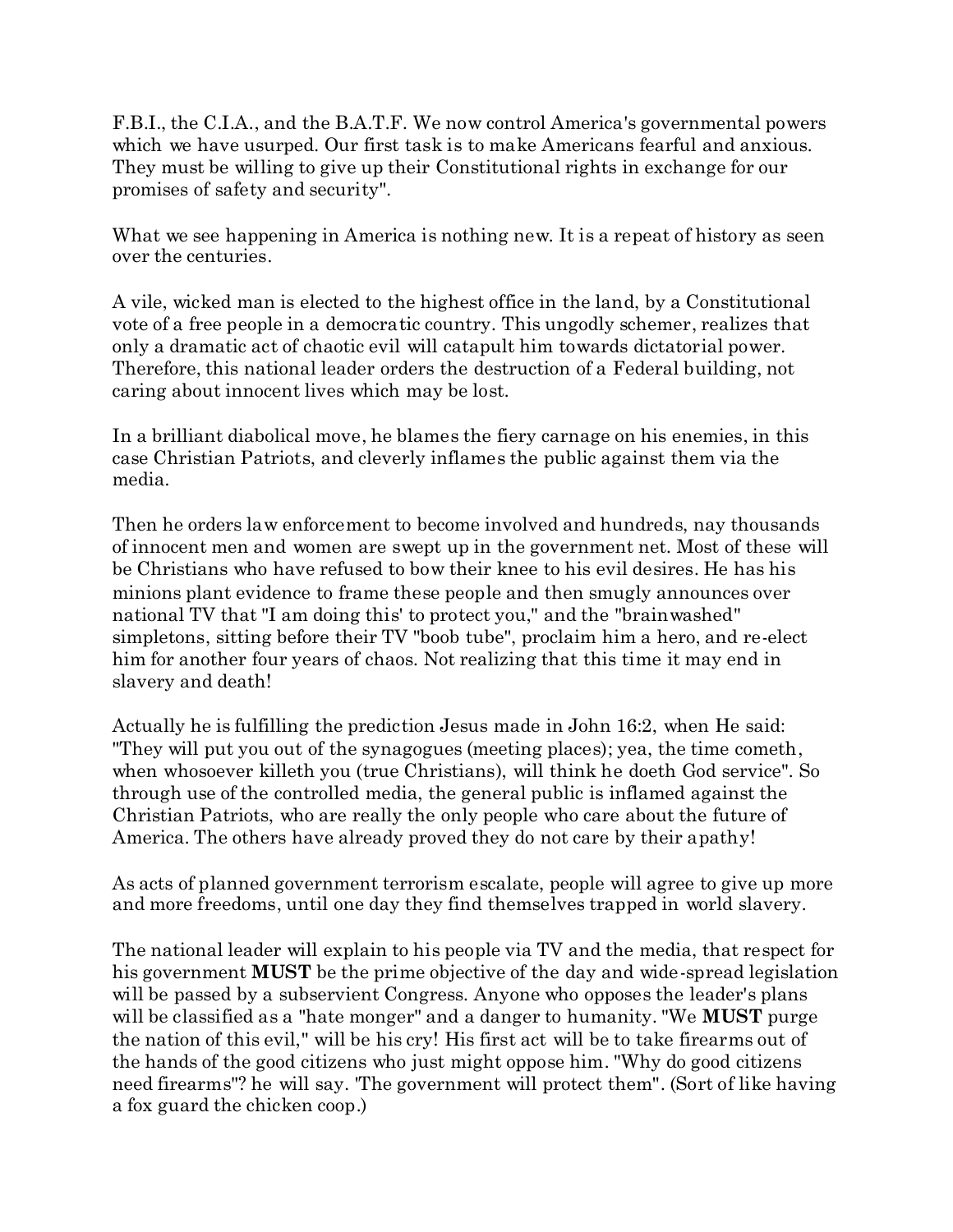F.B.I., the C.I.A., and the B.A.T.F. We now control America's governmental powers which we have usurped. Our first task is to make Americans fearful and anxious. They must be willing to give up their Constitutional rights in exchange for our promises of safety and security".

What we see happening in America is nothing new. It is a repeat of history as seen over the centuries.

A vile, wicked man is elected to the highest office in the land, by a Constitutional vote of a free people in a democratic country. This ungodly schemer, realizes that only a dramatic act of chaotic evil will catapult him towards dictatorial power. Therefore, this national leader orders the destruction of a Federal building, not caring about innocent lives which may be lost.

In a brilliant diabolical move, he blames the fiery carnage on his enemies, in this case Christian Patriots, and cleverly inflames the public against them via the media.

Then he orders law enforcement to become involved and hundreds, nay thousands of innocent men and women are swept up in the government net. Most of these will be Christians who have refused to bow their knee to his evil desires. He has his minions plant evidence to frame these people and then smugly announces over national TV that "I am doing this' to protect you," and the "brainwashed" simpletons, sitting before their TV "boob tube", proclaim him a hero, and re-elect him for another four years of chaos. Not realizing that this time it may end in slavery and death!

Actually he is fulfilling the prediction Jesus made in John 16:2, when He said: "They will put you out of the synagogues (meeting places); yea, the time cometh, when whosoever killeth you (true Christians), will think he doeth God service". So through use of the controlled media, the general public is inflamed against the Christian Patriots, who are really the only people who care about the future of America. The others have already proved they do not care by their apathy!

As acts of planned government terrorism escalate, people will agree to give up more and more freedoms, until one day they find themselves trapped in world slavery.

The national leader will explain to his people via TV and the media, that respect for his government **MUST** be the prime objective of the day and wide-spread legislation will be passed by a subservient Congress. Anyone who opposes the leader's plans will be classified as a "hate monger" and a danger to humanity. "We **MUST** purge the nation of this evil," will be his cry! His first act will be to take firearms out of the hands of the good citizens who just might oppose him. "Why do good citizens need firearms"? he will say. 'The government will protect them". (Sort of like having a fox guard the chicken coop.)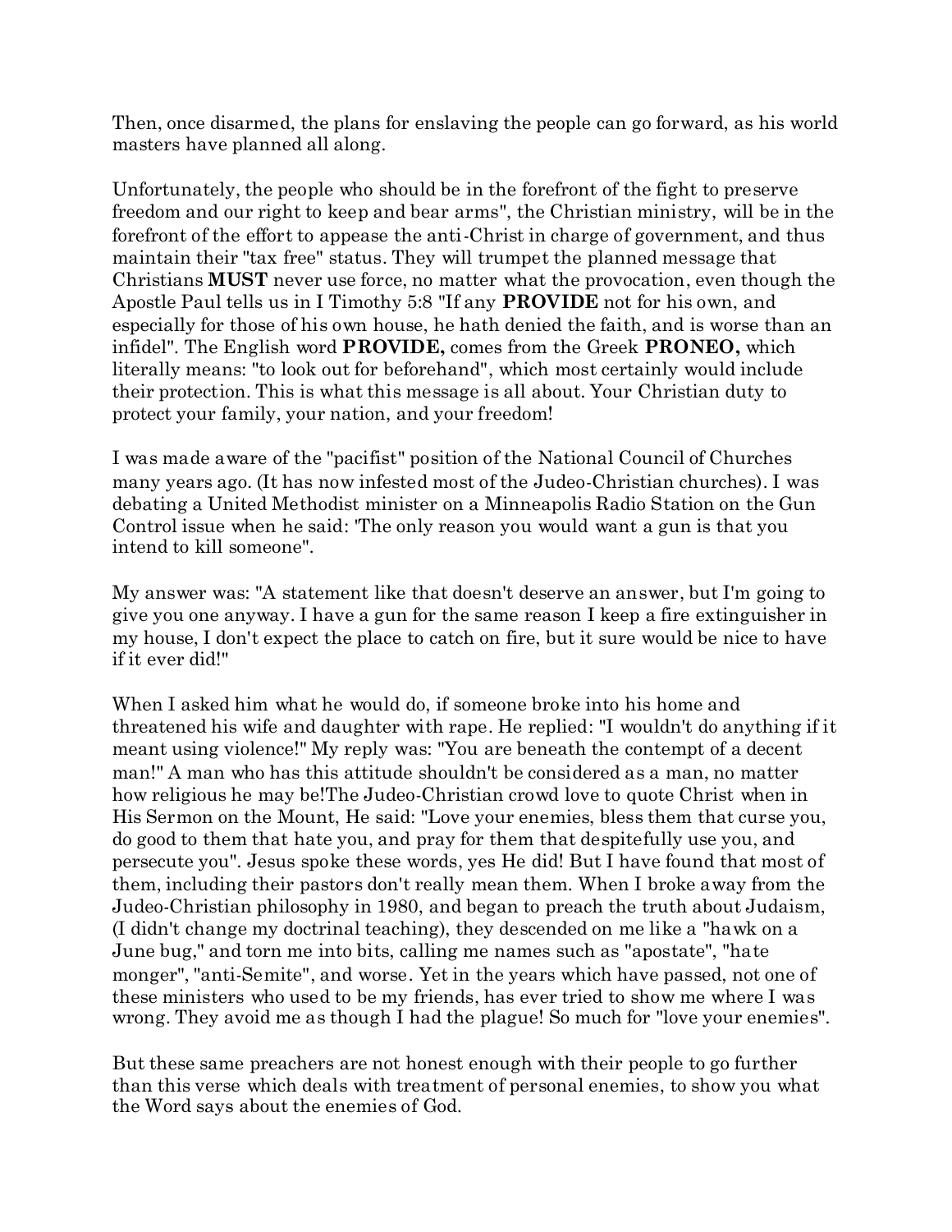Then, once disarmed, the plans for enslaving the people can go forward, as his world masters have planned all along.

Unfortunately, the people who should be in the forefront of the fight to preserve freedom and our right to keep and bear arms", the Christian ministry, will be in the forefront of the effort to appease the anti-Christ in charge of government, and thus maintain their "tax free" status. They will trumpet the planned message that Christians **MUST** never use force, no matter what the provocation, even though the Apostle Paul tells us in I Timothy 5:8 "If any **PROVIDE** not for his own, and especially for those of his own house, he hath denied the faith, and is worse than an infidel". The English word **PROVIDE,** comes from the Greek **PRONEO,** which literally means: "to look out for beforehand", which most certainly would include their protection. This is what this message is all about. Your Christian duty to protect your family, your nation, and your freedom!

I was made aware of the "pacifist" position of the National Council of Churches many years ago. (It has now infested most of the Judeo-Christian churches). I was debating a United Methodist minister on a Minneapolis Radio Station on the Gun Control issue when he said: 'The only reason you would want a gun is that you intend to kill someone".

My answer was: "A statement like that doesn't deserve an answer, but I'm going to give you one anyway. I have a gun for the same reason I keep a fire extinguisher in my house, I don't expect the place to catch on fire, but it sure would be nice to have if it ever did!"

When I asked him what he would do, if someone broke into his home and threatened his wife and daughter with rape. He replied: "I wouldn't do anything if it meant using violence!" My reply was: "You are beneath the contempt of a decent man!" A man who has this attitude shouldn't be considered as a man, no matter how religious he may be!The Judeo-Christian crowd love to quote Christ when in His Sermon on the Mount, He said: "Love your enemies, bless them that curse you, do good to them that hate you, and pray for them that despitefully use you, and persecute you". Jesus spoke these words, yes He did! But I have found that most of them, including their pastors don't really mean them. When I broke away from the Judeo-Christian philosophy in 1980, and began to preach the truth about Judaism, (I didn't change my doctrinal teaching), they descended on me like a "hawk on a June bug," and torn me into bits, calling me names such as "apostate", "hate monger", "anti-Semite", and worse. Yet in the years which have passed, not one of these ministers who used to be my friends, has ever tried to show me where I was wrong. They avoid me as though I had the plague! So much for "love your enemies".

But these same preachers are not honest enough with their people to go further than this verse which deals with treatment of personal enemies, to show you what the Word says about the enemies of God.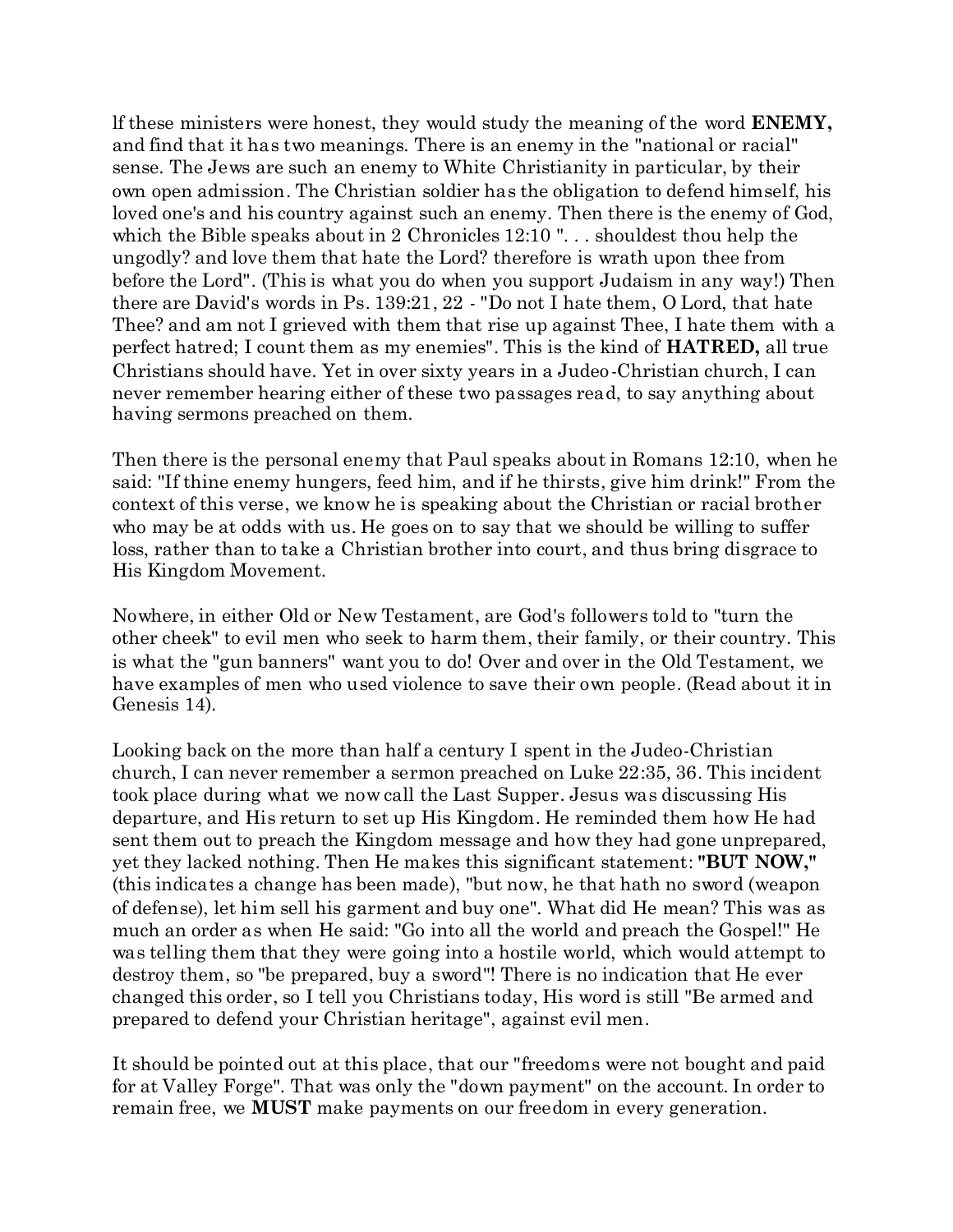If these ministers were honest, they would study the meaning of the word **ENEMY,** and find that it has two meanings. There is an enemy in the "national or racial" sense. The Jews are such an enemy to White Christianity in particular, by their own open admission. The Christian soldier has the obligation to defend himself, his loved one's and his country against such an enemy. Then there is the enemy of God, which the Bible speaks about in 2 Chronicles 12:10 ". . . shouldest thou help the ungodly? and love them that hate the Lord? therefore is wrath upon thee from before the Lord". (This is what you do when you support Judaism in any way!) Then there are David's words in Ps. 139:21, 22 - "Do not I hate them, O Lord, that hate Thee? and am not I grieved with them that rise up against Thee, I hate them with a perfect hatred; I count them as my enemies". This is the kind of **HATRED,** all true Christians should have. Yet in over sixty years in a Judeo-Christian church, I can never remember hearing either of these two passages read, to say anything about having sermons preached on them.

Then there is the personal enemy that Paul speaks about in Romans 12:10, when he said: "If thine enemy hungers, feed him, and if he thirsts, give him drink!" From the context of this verse, we know he is speaking about the Christian or racial brother who may be at odds with us. He goes on to say that we should be willing to suffer loss, rather than to take a Christian brother into court, and thus bring disgrace to His Kingdom Movement.

Nowhere, in either Old or New Testament, are God's followers told to "turn the other cheek" to evil men who seek to harm them, their family, or their country. This is what the "gun banners" want you to do! Over and over in the Old Testament, we have examples of men who used violence to save their own people. (Read about it in Genesis 14).

Looking back on the more than half a century I spent in the Judeo-Christian church, I can never remember a sermon preached on Luke 22:35, 36. This incident took place during what we now call the Last Supper. Jesus was discussing His departure, and His return to set up His Kingdom. He reminded them how He had sent them out to preach the Kingdom message and how they had gone unprepared, yet they lacked nothing. Then He makes this significant statement: **"BUT NOW,"** (this indicates a change has been made), "but now, he that hath no sword (weapon of defense), let him sell his garment and buy one". What did He mean? This was as much an order as when He said: "Go into all the world and preach the Gospel!" He was telling them that they were going into a hostile world, which would attempt to destroy them, so "be prepared, buy a sword"! There is no indication that He ever changed this order, so I tell you Christians today, His word is still "Be armed and prepared to defend your Christian heritage", against evil men.

It should be pointed out at this place, that our "freedoms were not bought and paid for at Valley Forge". That was only the "down payment" on the account. In order to remain free, we **MUST** make payments on our freedom in every generation.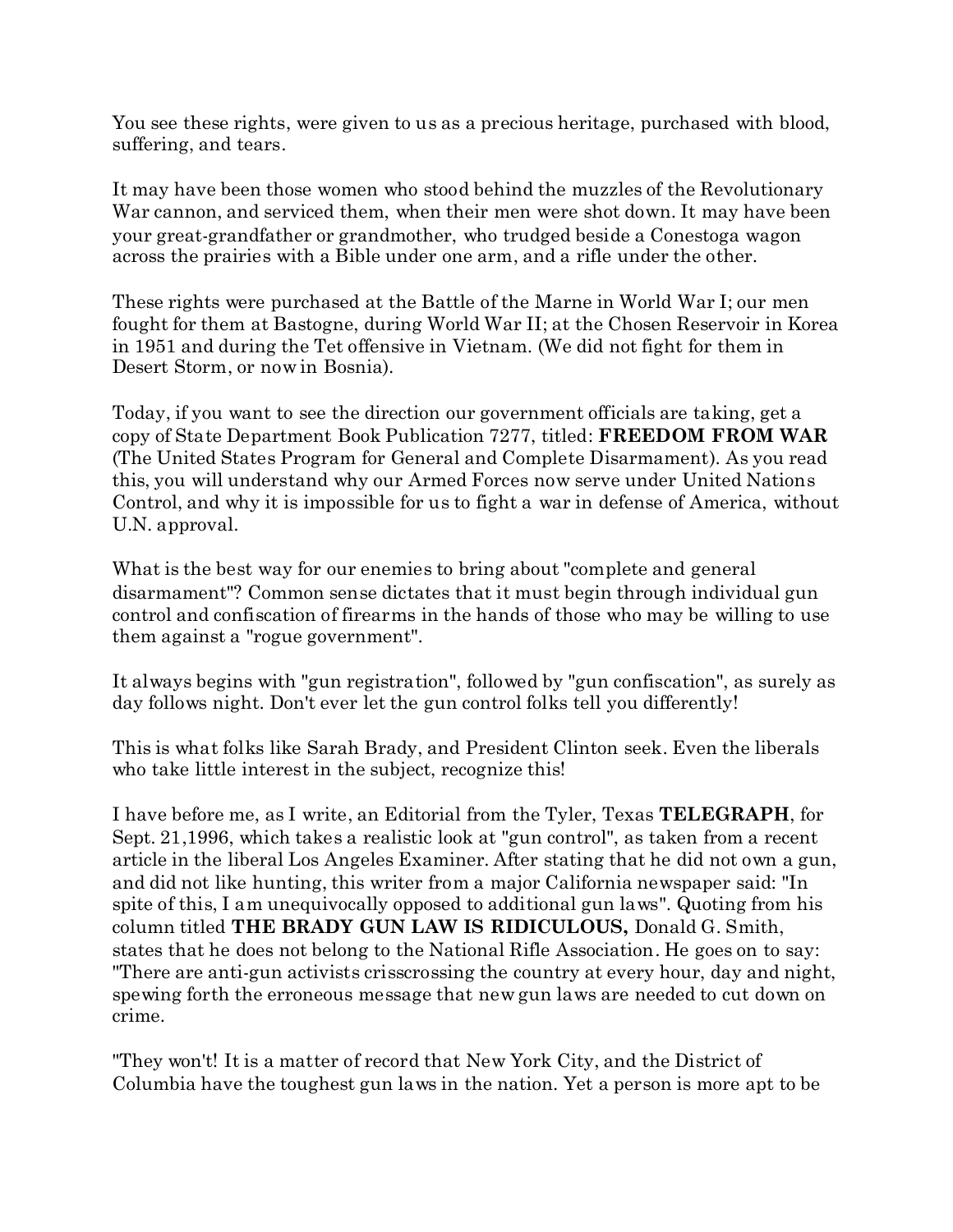You see these rights, were given to us as a precious heritage, purchased with blood, suffering, and tears.

It may have been those women who stood behind the muzzles of the Revolutionary War cannon, and serviced them, when their men were shot down. It may have been your great-grandfather or grandmother, who trudged beside a Conestoga wagon across the prairies with a Bible under one arm, and a rifle under the other.

These rights were purchased at the Battle of the Marne in World War I; our men fought for them at Bastogne, during World War II; at the Chosen Reservoir in Korea in 1951 and during the Tet offensive in Vietnam. (We did not fight for them in Desert Storm, or now in Bosnia).

Today, if you want to see the direction our government officials are taking, get a copy of State Department Book Publication 7277, titled: **FREEDOM FROM WAR** (The United States Program for General and Complete Disarmament). As you read this, you will understand why our Armed Forces now serve under United Nations Control, and why it is impossible for us to fight a war in defense of America, without U.N. approval.

What is the best way for our enemies to bring about "complete and general disarmament"? Common sense dictates that it must begin through individual gun control and confiscation of firearms in the hands of those who may be willing to use them against a "rogue government".

It always begins with "gun registration", followed by "gun confiscation", as surely as day follows night. Don't ever let the gun control folks tell you differently!

This is what folks like Sarah Brady, and President Clinton seek. Even the liberals who take little interest in the subject, recognize this!

I have before me, as I write, an Editorial from the Tyler, Texas **TELEGRAPH**, for Sept. 21,1996, which takes a realistic look at "gun control", as taken from a recent article in the liberal Los Angeles Examiner. After stating that he did not own a gun, and did not like hunting, this writer from a major California newspaper said: "In spite of this, I am unequivocally opposed to additional gun laws". Quoting from his column titled **THE BRADY GUN LAW IS RIDICULOUS,** Donald G. Smith, states that he does not belong to the National Rifle Association. He goes on to say: "There are anti-gun activists crisscrossing the country at every hour, day and night, spewing forth the erroneous message that new gun laws are needed to cut down on crime.

"They won't! It is a matter of record that New York City, and the District of Columbia have the toughest gun laws in the nation. Yet a person is more apt to be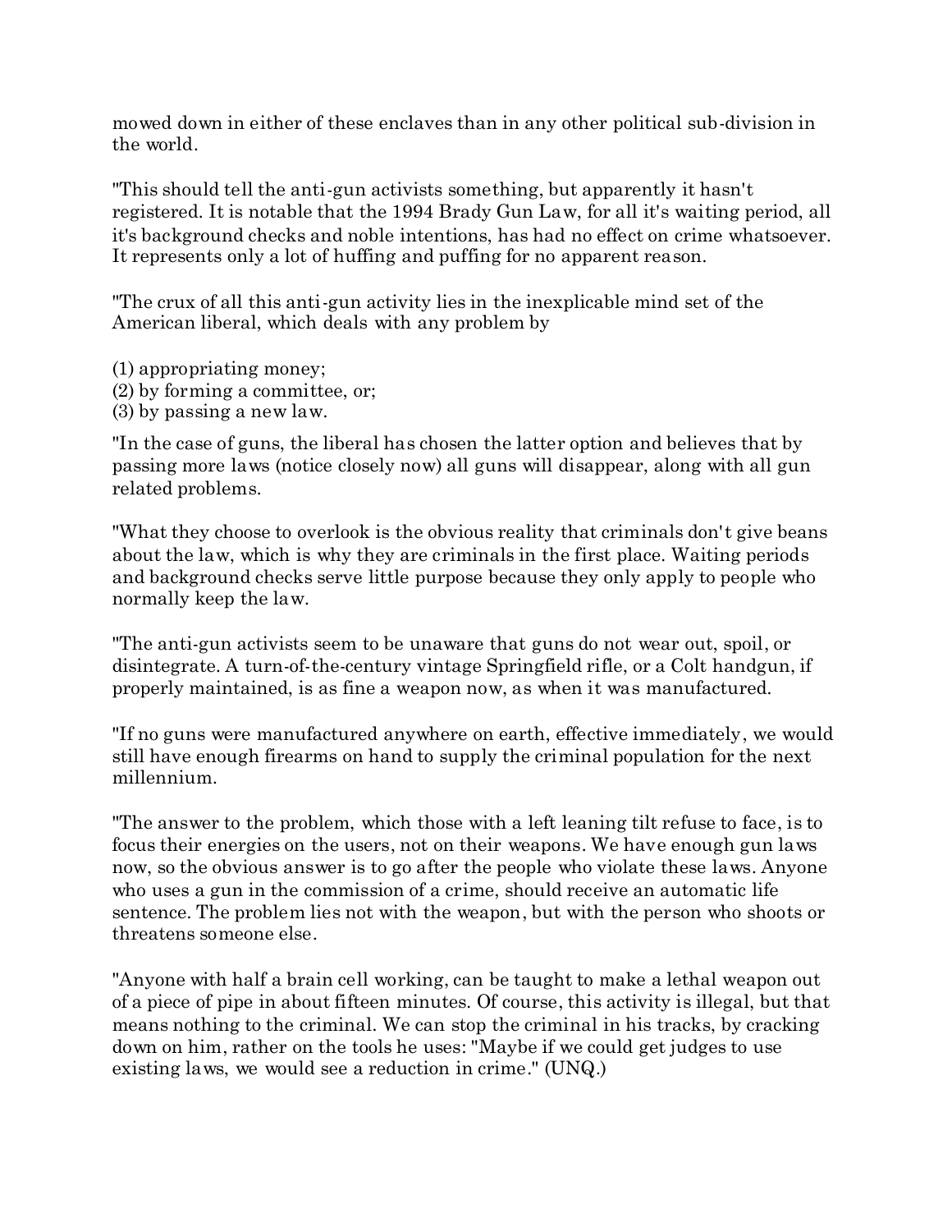mowed down in either of these enclaves than in any other political sub-division in the world.

"This should tell the anti-gun activists something, but apparently it hasn't registered. It is notable that the 1994 Brady Gun Law, for all it's waiting period, all it's background checks and noble intentions, has had no effect on crime whatsoever. It represents only a lot of huffing and puffing for no apparent reason.

"The crux of all this anti-gun activity lies in the inexplicable mind set of the American liberal, which deals with any problem by

(1) appropriating money;
(2) by forming a committee, or;
(3) by passing a new law.

"In the case of guns, the liberal has chosen the latter option and believes that by passing more laws (notice closely now) all guns will disappear, along with all gun related problems.

"What they choose to overlook is the obvious reality that criminals don't give beans about the law, which is why they are criminals in the first place. Waiting periods and background checks serve little purpose because they only apply to people who normally keep the law.

"The anti-gun activists seem to be unaware that guns do not wear out, spoil, or disintegrate. A turn-of-the-century vintage Springfield rifle, or a Colt handgun, if properly maintained, is as fine a weapon now, as when it was manufactured.

"If no guns were manufactured anywhere on earth, effective immediately, we would still have enough firearms on hand to supply the criminal population for the next millennium.

"The answer to the problem, which those with a left leaning tilt refuse to face, is to focus their energies on the users, not on their weapons. We have enough gun laws now, so the obvious answer is to go after the people who violate these laws. Anyone who uses a gun in the commission of a crime, should receive an automatic life sentence. The problem lies not with the weapon, but with the person who shoots or threatens someone else.

"Anyone with half a brain cell working, can be taught to make a lethal weapon out of a piece of pipe in about fifteen minutes. Of course, this activity is illegal, but that means nothing to the criminal. We can stop the criminal in his tracks, by cracking down on him, rather on the tools he uses: "Maybe if we could get judges to use existing laws, we would see a reduction in crime." (UNQ.)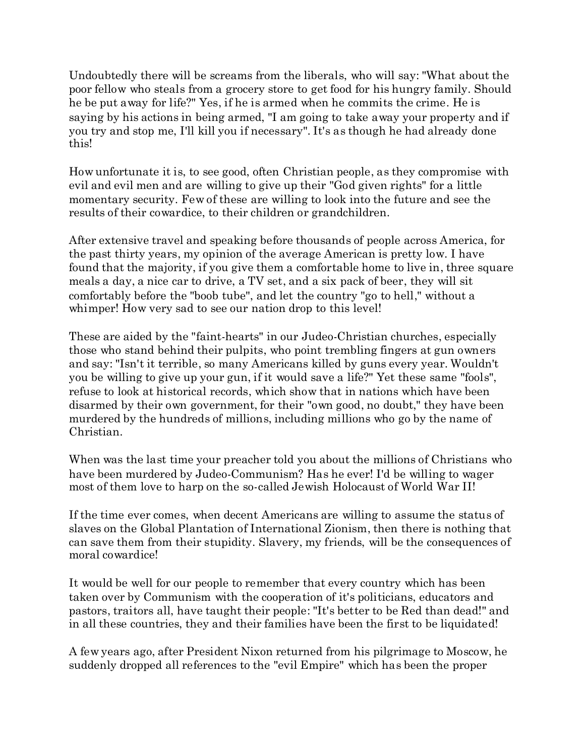Undoubtedly there will be screams from the liberals, who will say: "What about the poor fellow who steals from a grocery store to get food for his hungry family. Should he be put away for life?" Yes, if he is armed when he commits the crime. He is saying by his actions in being armed, "I am going to take away your property and if you try and stop me, I'll kill you if necessary". It's as though he had already done this!

How unfortunate it is, to see good, often Christian people, as they compromise with evil and evil men and are willing to give up their "God given rights" for a little momentary security. Few of these are willing to look into the future and see the results of their cowardice, to their children or grandchildren.

After extensive travel and speaking before thousands of people across America, for the past thirty years, my opinion of the average American is pretty low. I have found that the majority, if you give them a comfortable home to live in, three square meals a day, a nice car to drive, a TV set, and a six pack of beer, they will sit comfortably before the "boob tube", and let the country "go to hell," without a whimper! How very sad to see our nation drop to this level!

These are aided by the "faint-hearts" in our Judeo-Christian churches, especially those who stand behind their pulpits, who point trembling fingers at gun owners and say: "Isn't it terrible, so many Americans killed by guns every year. Wouldn't you be willing to give up your gun, if it would save a life?" Yet these same "fools", refuse to look at historical records, which show that in nations which have been disarmed by their own government, for their "own good, no doubt," they have been murdered by the hundreds of millions, including millions who go by the name of Christian.

When was the last time your preacher told you about the millions of Christians who have been murdered by Judeo-Communism? Has he ever! I'd be willing to wager most of them love to harp on the so-called Jewish Holocaust of World War II!

If the time ever comes, when decent Americans are willing to assume the status of slaves on the Global Plantation of International Zionism, then there is nothing that can save them from their stupidity. Slavery, my friends, will be the consequences of moral cowardice!

It would be well for our people to remember that every country which has been taken over by Communism with the cooperation of it's politicians, educators and pastors, traitors all, have taught their people: "It's better to be Red than dead!" and in all these countries, they and their families have been the first to be liquidated!

A few years ago, after President Nixon returned from his pilgrimage to Moscow, he suddenly dropped all references to the "evil Empire" which has been the proper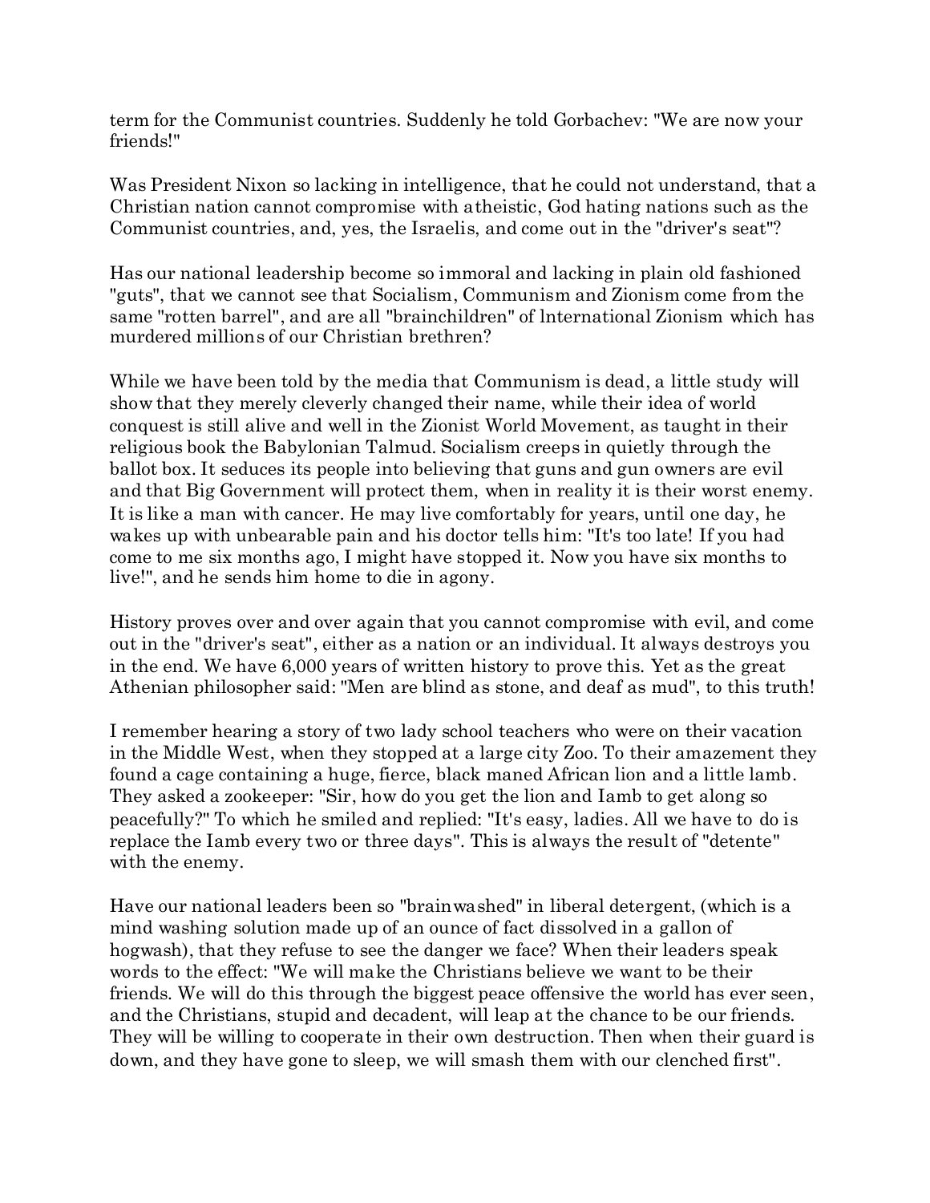term for the Communist countries. Suddenly he told Gorbachev: "We are now your friends!"

Was President Nixon so lacking in intelligence, that he could not understand, that a Christian nation cannot compromise with atheistic, God hating nations such as the Communist countries, and, yes, the Israelis, and come out in the "driver's seat"?

Has our national leadership become so immoral and lacking in plain old fashioned "guts", that we cannot see that Socialism, Communism and Zionism come from the same "rotten barrel", and are all "brainchildren" of lnternational Zionism which has murdered millions of our Christian brethren?

While we have been told by the media that Communism is dead, a little study will show that they merely cleverly changed their name, while their idea of world conquest is still alive and well in the Zionist World Movement, as taught in their religious book the Babylonian Talmud. Socialism creeps in quietly through the ballot box. It seduces its people into believing that guns and gun owners are evil and that Big Government will protect them, when in reality it is their worst enemy. It is like a man with cancer. He may live comfortably for years, until one day, he wakes up with unbearable pain and his doctor tells him: "It's too late! If you had come to me six months ago, I might have stopped it. Now you have six months to live!", and he sends him home to die in agony.

History proves over and over again that you cannot compromise with evil, and come out in the "driver's seat", either as a nation or an individual. It always destroys you in the end. We have 6,000 years of written history to prove this. Yet as the great Athenian philosopher said: "Men are blind as stone, and deaf as mud", to this truth!

I remember hearing a story of two lady school teachers who were on their vacation in the Middle West, when they stopped at a large city Zoo. To their amazement they found a cage containing a huge, fierce, black maned African lion and a little lamb. They asked a zookeeper: "Sir, how do you get the lion and Iamb to get along so peacefully?" To which he smiled and replied: "It's easy, ladies. All we have to do is replace the Iamb every two or three days". This is always the result of "detente" with the enemy.

Have our national leaders been so "brainwashed" in liberal detergent, (which is a mind washing solution made up of an ounce of fact dissolved in a gallon of hogwash), that they refuse to see the danger we face? When their leaders speak words to the effect: "We will make the Christians believe we want to be their friends. We will do this through the biggest peace offensive the world has ever seen, and the Christians, stupid and decadent, will leap at the chance to be our friends. They will be willing to cooperate in their own destruction. Then when their guard is down, and they have gone to sleep, we will smash them with our clenched first".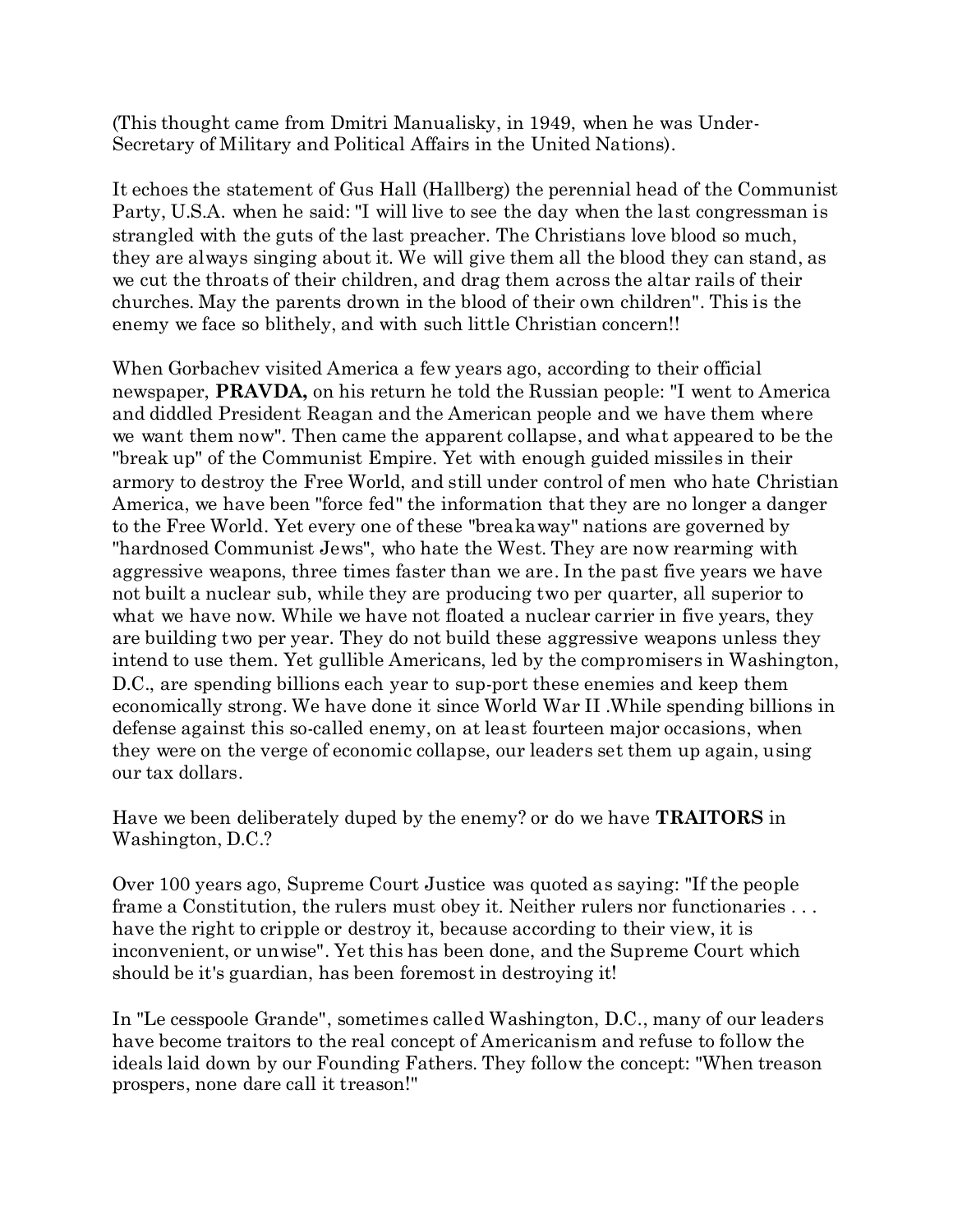(This thought came from Dmitri Manualisky, in 1949, when he was Under-Secretary of Military and Political Affairs in the United Nations).

It echoes the statement of Gus Hall (Hallberg) the perennial head of the Communist Party, U.S.A. when he said: "I will live to see the day when the last congressman is strangled with the guts of the last preacher. The Christians love blood so much, they are always singing about it. We will give them all the blood they can stand, as we cut the throats of their children, and drag them across the altar rails of their churches. May the parents drown in the blood of their own children". This is the enemy we face so blithely, and with such little Christian concern!!

When Gorbachev visited America a few years ago, according to their official newspaper, **PRAVDA,** on his return he told the Russian people: "I went to America and diddled President Reagan and the American people and we have them where we want them now". Then came the apparent collapse, and what appeared to be the "break up" of the Communist Empire. Yet with enough guided missiles in their armory to destroy the Free World, and still under control of men who hate Christian America, we have been "force fed" the information that they are no longer a danger to the Free World. Yet every one of these "breakaway" nations are governed by "hardnosed Communist Jews", who hate the West. They are now rearming with aggressive weapons, three times faster than we are. In the past five years we have not built a nuclear sub, while they are producing two per quarter, all superior to what we have now. While we have not floated a nuclear carrier in five years, they are building two per year. They do not build these aggressive weapons unless they intend to use them. Yet gullible Americans, led by the compromisers in Washington, D.C., are spending billions each year to sup-port these enemies and keep them economically strong. We have done it since World War II .While spending billions in defense against this so-called enemy, on at least fourteen major occasions, when they were on the verge of economic collapse, our leaders set them up again, using our tax dollars.

Have we been deliberately duped by the enemy? or do we have **TRAITORS** in Washington, D.C.?

Over 100 years ago, Supreme Court Justice was quoted as saying: "If the people frame a Constitution, the rulers must obey it. Neither rulers nor functionaries . . . have the right to cripple or destroy it, because according to their view, it is inconvenient, or unwise". Yet this has been done, and the Supreme Court which should be it's guardian, has been foremost in destroying it!

In "Le cesspoole Grande", sometimes called Washington, D.C., many of our leaders have become traitors to the real concept of Americanism and refuse to follow the ideals laid down by our Founding Fathers. They follow the concept: "When treason prospers, none dare call it treason!"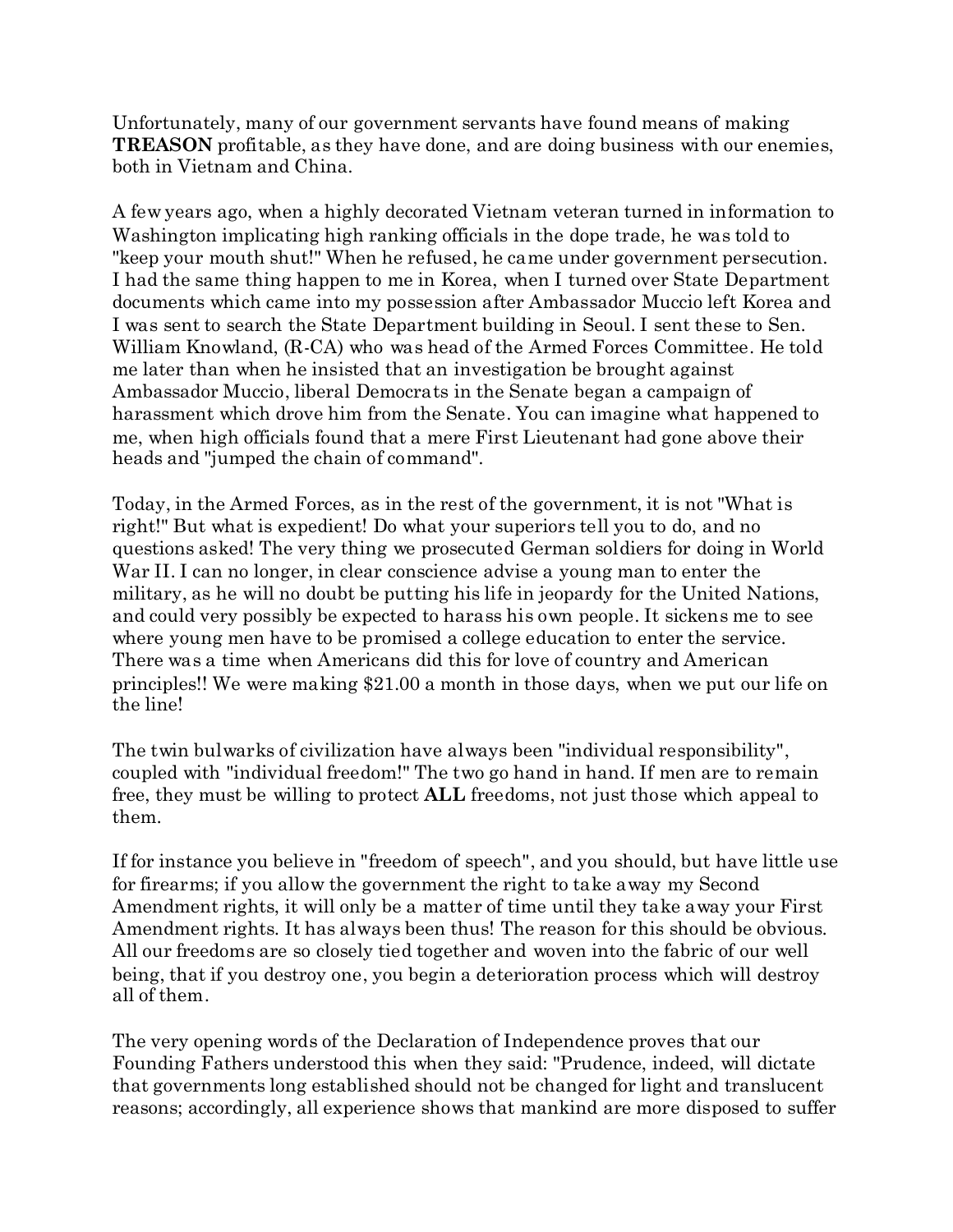Unfortunately, many of our government servants have found means of making **TREASON** profitable, as they have done, and are doing business with our enemies, both in Vietnam and China.

A few years ago, when a highly decorated Vietnam veteran turned in information to Washington implicating high ranking officials in the dope trade, he was told to "keep your mouth shut!" When he refused, he came under government persecution. I had the same thing happen to me in Korea, when I turned over State Department documents which came into my possession after Ambassador Muccio left Korea and I was sent to search the State Department building in Seoul. I sent these to Sen. William Knowland, (R-CA) who was head of the Armed Forces Committee. He told me later than when he insisted that an investigation be brought against Ambassador Muccio, liberal Democrats in the Senate began a campaign of harassment which drove him from the Senate. You can imagine what happened to me, when high officials found that a mere First Lieutenant had gone above their heads and "jumped the chain of command".

Today, in the Armed Forces, as in the rest of the government, it is not "What is right!" But what is expedient! Do what your superiors tell you to do, and no questions asked! The very thing we prosecuted German soldiers for doing in World War II. I can no longer, in clear conscience advise a young man to enter the military, as he will no doubt be putting his life in jeopardy for the United Nations, and could very possibly be expected to harass his own people. It sickens me to see where young men have to be promised a college education to enter the service. There was a time when Americans did this for love of country and American principles!! We were making $21.00 a month in those days, when we put our life on the line!

The twin bulwarks of civilization have always been "individual responsibility", coupled with "individual freedom!" The two go hand in hand. If men are to remain free, they must be willing to protect **ALL** freedoms, not just those which appeal to them.

If for instance you believe in "freedom of speech", and you should, but have little use for firearms; if you allow the government the right to take away my Second Amendment rights, it will only be a matter of time until they take away your First Amendment rights. It has always been thus! The reason for this should be obvious. All our freedoms are so closely tied together and woven into the fabric of our well being, that if you destroy one, you begin a deterioration process which will destroy all of them.

The very opening words of the Declaration of Independence proves that our Founding Fathers understood this when they said: "Prudence, indeed, will dictate that governments long established should not be changed for light and translucent reasons; accordingly, all experience shows that mankind are more disposed to suffer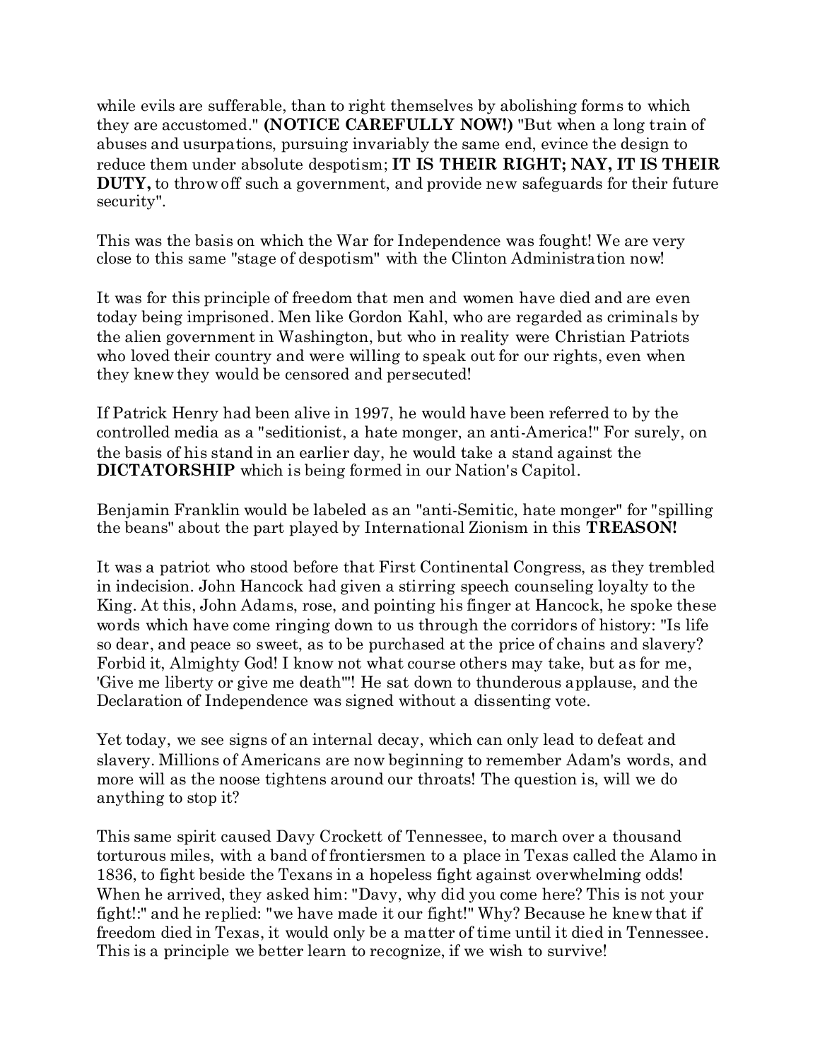while evils are sufferable, than to right themselves by abolishing forms to which they are accustomed." **(NOTICE CAREFULLY NOW!)** "But when a long train of abuses and usurpations, pursuing invariably the same end, evince the design to reduce them under absolute despotism; **IT IS THEIR RIGHT; NAY, IT IS THEIR DUTY,** to throw off such a government, and provide new safeguards for their future security".

This was the basis on which the War for Independence was fought! We are very close to this same "stage of despotism" with the Clinton Administration now!

It was for this principle of freedom that men and women have died and are even today being imprisoned. Men like Gordon Kahl, who are regarded as criminals by the alien government in Washington, but who in reality were Christian Patriots who loved their country and were willing to speak out for our rights, even when they knew they would be censored and persecuted!

If Patrick Henry had been alive in 1997, he would have been referred to by the controlled media as a "seditionist, a hate monger, an anti-America!" For surely, on the basis of his stand in an earlier day, he would take a stand against the **DICTATORSHIP** which is being formed in our Nation's Capitol.

Benjamin Franklin would be labeled as an "anti-Semitic, hate monger" for "spilling the beans" about the part played by International Zionism in this **TREASON!**

It was a patriot who stood before that First Continental Congress, as they trembled in indecision. John Hancock had given a stirring speech counseling loyalty to the King. At this, John Adams, rose, and pointing his finger at Hancock, he spoke these words which have come ringing down to us through the corridors of history: "Is life so dear, and peace so sweet, as to be purchased at the price of chains and slavery? Forbid it, Almighty God! I know not what course others may take, but as for me, 'Give me liberty or give me death'"! He sat down to thunderous applause, and the Declaration of Independence was signed without a dissenting vote.

Yet today, we see signs of an internal decay, which can only lead to defeat and slavery. Millions of Americans are now beginning to remember Adam's words, and more will as the noose tightens around our throats! The question is, will we do anything to stop it?

This same spirit caused Davy Crockett of Tennessee, to march over a thousand torturous miles, with a band of frontiersmen to a place in Texas called the Alamo in 1836, to fight beside the Texans in a hopeless fight against overwhelming odds! When he arrived, they asked him: "Davy, why did you come here? This is not your fight!:" and he replied: "we have made it our fight!" Why? Because he knew that if freedom died in Texas, it would only be a matter of time until it died in Tennessee. This is a principle we better learn to recognize, if we wish to survive!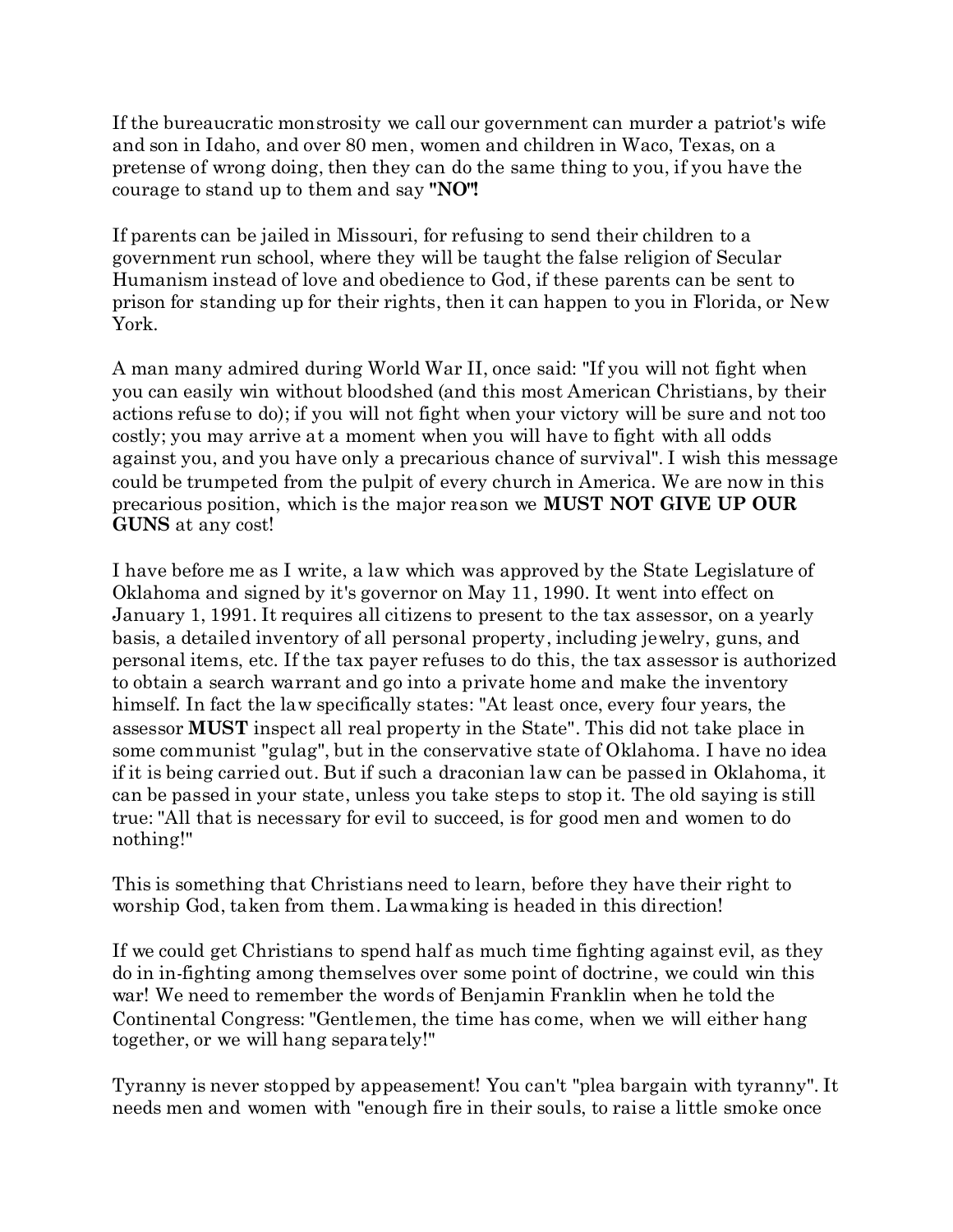If the bureaucratic monstrosity we call our government can murder a patriot's wife and son in Idaho, and over 80 men, women and children in Waco, Texas, on a pretense of wrong doing, then they can do the same thing to you, if you have the courage to stand up to them and say **"NO"!**

If parents can be jailed in Missouri, for refusing to send their children to a government run school, where they will be taught the false religion of Secular Humanism instead of love and obedience to God, if these parents can be sent to prison for standing up for their rights, then it can happen to you in Florida, or New York.

A man many admired during World War II, once said: "If you will not fight when you can easily win without bloodshed (and this most American Christians, by their actions refuse to do); if you will not fight when your victory will be sure and not too costly; you may arrive at a moment when you will have to fight with all odds against you, and you have only a precarious chance of survival". I wish this message could be trumpeted from the pulpit of every church in America. We are now in this precarious position, which is the major reason we **MUST NOT GIVE UP OUR GUNS** at any cost!

I have before me as I write, a law which was approved by the State Legislature of Oklahoma and signed by it's governor on May 11, 1990. It went into effect on January 1, 1991. It requires all citizens to present to the tax assessor, on a yearly basis, a detailed inventory of all personal property, including jewelry, guns, and personal items, etc. If the tax payer refuses to do this, the tax assessor is authorized to obtain a search warrant and go into a private home and make the inventory himself. In fact the law specifically states: "At least once, every four years, the assessor **MUST** inspect all real property in the State". This did not take place in some communist "gulag", but in the conservative state of Oklahoma. I have no idea if it is being carried out. But if such a draconian law can be passed in Oklahoma, it can be passed in your state, unless you take steps to stop it. The old saying is still true: "All that is necessary for evil to succeed, is for good men and women to do nothing!"

This is something that Christians need to learn, before they have their right to worship God, taken from them. Lawmaking is headed in this direction!

If we could get Christians to spend half as much time fighting against evil, as they do in in-fighting among themselves over some point of doctrine, we could win this war! We need to remember the words of Benjamin Franklin when he told the Continental Congress: "Gentlemen, the time has come, when we will either hang together, or we will hang separately!"

Tyranny is never stopped by appeasement! You can't "plea bargain with tyranny". It needs men and women with "enough fire in their souls, to raise a little smoke once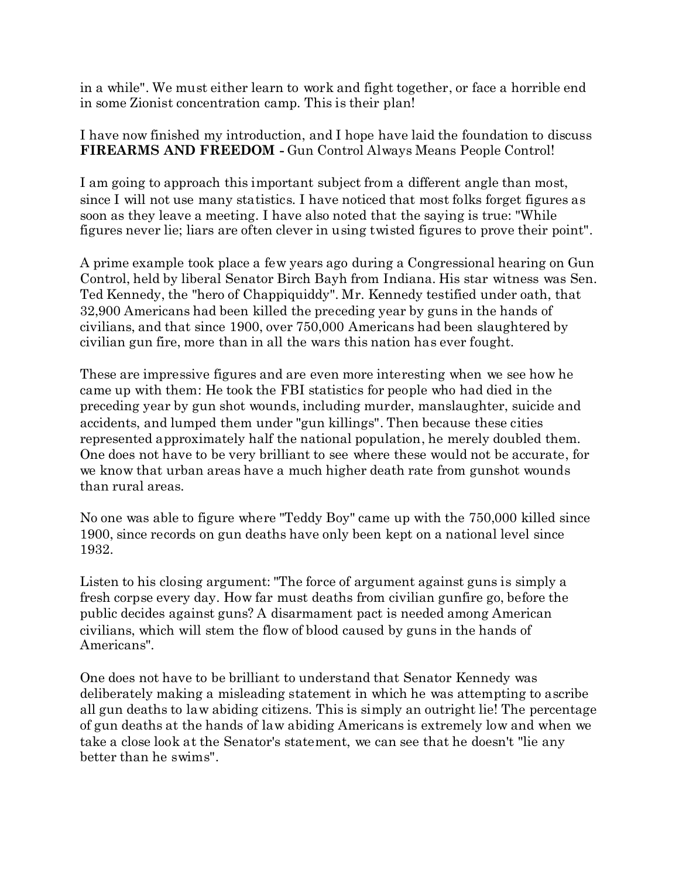in a while". We must either learn to work and fight together, or face a horrible end in some Zionist concentration camp. This is their plan!

I have now finished my introduction, and I hope have laid the foundation to discuss **FIREARMS AND FREEDOM -** Gun Control Always Means People Control!

I am going to approach this important subject from a different angle than most, since I will not use many statistics. I have noticed that most folks forget figures as soon as they leave a meeting. I have also noted that the saying is true: "While figures never lie; liars are often clever in using twisted figures to prove their point".

A prime example took place a few years ago during a Congressional hearing on Gun Control, held by liberal Senator Birch Bayh from Indiana. His star witness was Sen. Ted Kennedy, the "hero of Chappiquiddy". Mr. Kennedy testified under oath, that 32,900 Americans had been killed the preceding year by guns in the hands of civilians, and that since 1900, over 750,000 Americans had been slaughtered by civilian gun fire, more than in all the wars this nation has ever fought.

These are impressive figures and are even more interesting when we see how he came up with them: He took the FBI statistics for people who had died in the preceding year by gun shot wounds, including murder, manslaughter, suicide and accidents, and lumped them under "gun killings". Then because these cities represented approximately half the national population, he merely doubled them. One does not have to be very brilliant to see where these would not be accurate, for we know that urban areas have a much higher death rate from gunshot wounds than rural areas.

No one was able to figure where "Teddy Boy" came up with the 750,000 killed since 1900, since records on gun deaths have only been kept on a national level since 1932.

Listen to his closing argument: "The force of argument against guns is simply a fresh corpse every day. How far must deaths from civilian gunfire go, before the public decides against guns? A disarmament pact is needed among American civilians, which will stem the flow of blood caused by guns in the hands of Americans".

One does not have to be brilliant to understand that Senator Kennedy was deliberately making a misleading statement in which he was attempting to ascribe all gun deaths to law abiding citizens. This is simply an outright lie! The percentage of gun deaths at the hands of law abiding Americans is extremely low and when we take a close look at the Senator's statement, we can see that he doesn't "lie any better than he swims".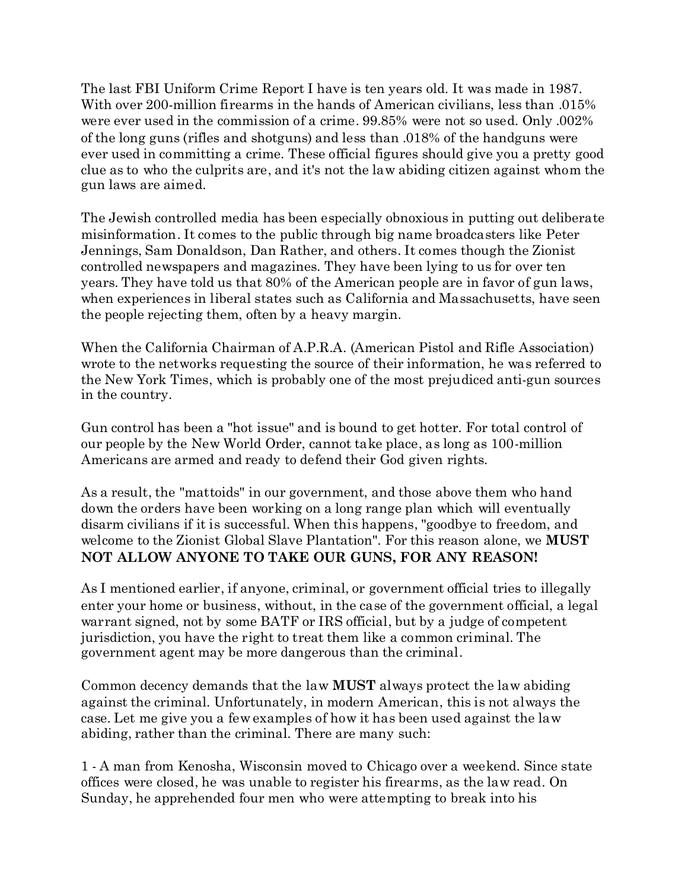The last FBI Uniform Crime Report I have is ten years old. It was made in 1987. With over 200-million firearms in the hands of American civilians, less than .015% were ever used in the commission of a crime. 99.85% were not so used. Only .002% of the long guns (rifles and shotguns) and less than .018% of the handguns were ever used in committing a crime. These official figures should give you a pretty good clue as to who the culprits are, and it's not the law abiding citizen against whom the gun laws are aimed.

The Jewish controlled media has been especially obnoxious in putting out deliberate misinformation. It comes to the public through big name broadcasters like Peter Jennings, Sam Donaldson, Dan Rather, and others. It comes though the Zionist controlled newspapers and magazines. They have been lying to us for over ten years. They have told us that 80% of the American people are in favor of gun laws, when experiences in liberal states such as California and Massachusetts, have seen the people rejecting them, often by a heavy margin.

When the California Chairman of A.P.R.A. (American Pistol and Rifle Association) wrote to the networks requesting the source of their information, he was referred to the New York Times, which is probably one of the most prejudiced anti-gun sources in the country.

Gun control has been a "hot issue" and is bound to get hotter. For total control of our people by the New World Order, cannot take place, as long as 100-million Americans are armed and ready to defend their God given rights.

As a result, the "mattoids" in our government, and those above them who hand down the orders have been working on a long range plan which will eventually disarm civilians if it is successful. When this happens, "goodbye to freedom, and welcome to the Zionist Global Slave Plantation". For this reason alone, we **MUST NOT ALLOW ANYONE TO TAKE OUR GUNS, FOR ANY REASON!**

As I mentioned earlier, if anyone, criminal, or government official tries to illegally enter your home or business, without, in the case of the government official, a legal warrant signed, not by some BATF or IRS official, but by a judge of competent jurisdiction, you have the right to treat them like a common criminal. The government agent may be more dangerous than the criminal.

Common decency demands that the law **MUST** always protect the law abiding against the criminal. Unfortunately, in modern American, this is not always the case. Let me give you a few examples of how it has been used against the law abiding, rather than the criminal. There are many such:

1 - A man from Kenosha, Wisconsin moved to Chicago over a weekend. Since state offices were closed, he was unable to register his firearms, as the law read. On Sunday, he apprehended four men who were attempting to break into his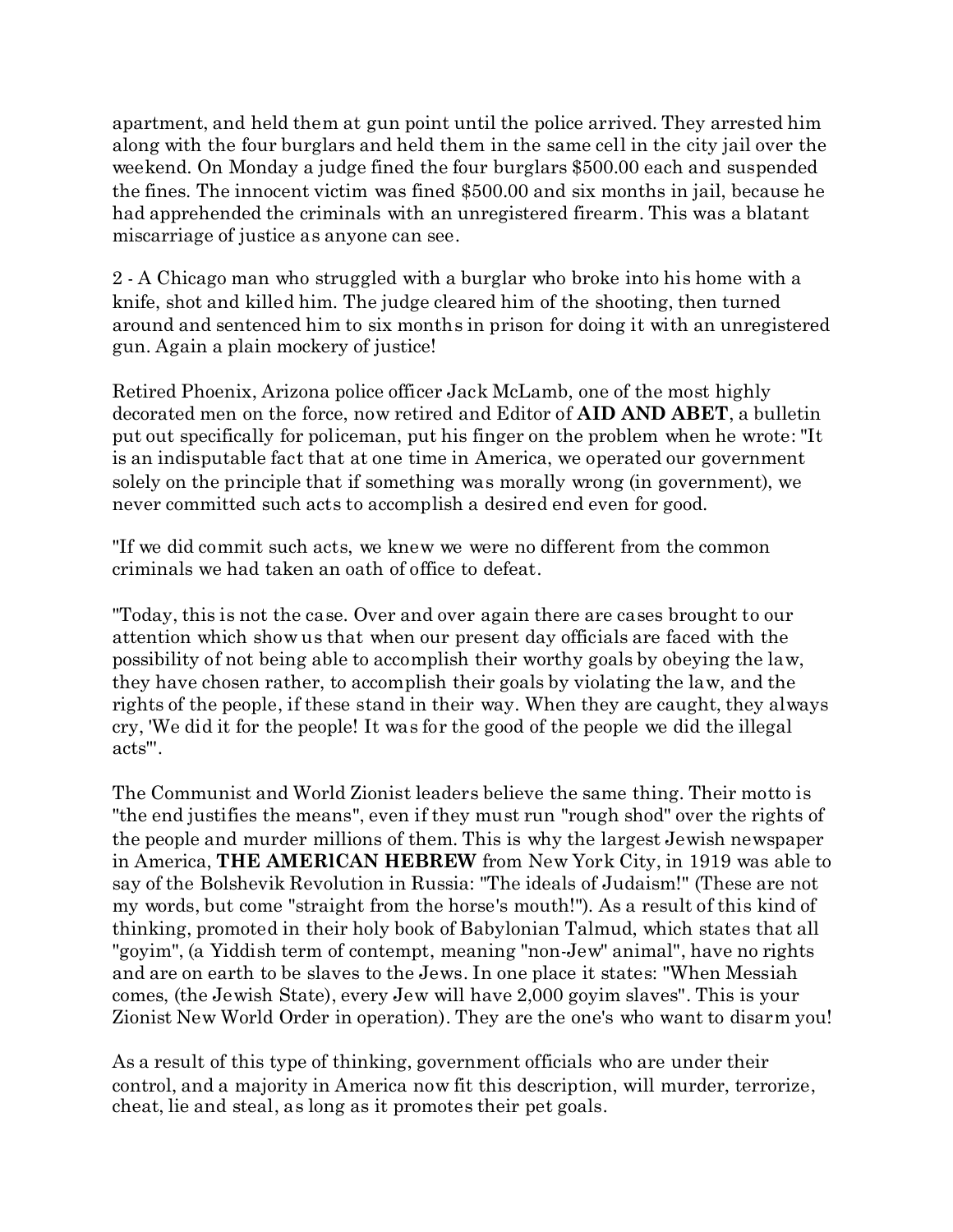apartment, and held them at gun point until the police arrived. They arrested him along with the four burglars and held them in the same cell in the city jail over the weekend. On Monday a judge fined the four burglars $500.00 each and suspended the fines. The innocent victim was fined $500.00 and six months in jail, because he had apprehended the criminals with an unregistered firearm. This was a blatant miscarriage of justice as anyone can see.

2 - A Chicago man who struggled with a burglar who broke into his home with a knife, shot and killed him. The judge cleared him of the shooting, then turned around and sentenced him to six months in prison for doing it with an unregistered gun. Again a plain mockery of justice!

Retired Phoenix, Arizona police officer Jack McLamb, one of the most highly decorated men on the force, now retired and Editor of **AID AND ABET**, a bulletin put out specifically for policeman, put his finger on the problem when he wrote: "It is an indisputable fact that at one time in America, we operated our government solely on the principle that if something was morally wrong (in government), we never committed such acts to accomplish a desired end even for good.

"If we did commit such acts, we knew we were no different from the common criminals we had taken an oath of office to defeat.

"Today, this is not the case. Over and over again there are cases brought to our attention which show us that when our present day officials are faced with the possibility of not being able to accomplish their worthy goals by obeying the law, they have chosen rather, to accomplish their goals by violating the law, and the rights of the people, if these stand in their way. When they are caught, they always cry, 'We did it for the people! It was for the good of the people we did the illegal acts'".

The Communist and World Zionist leaders believe the same thing. Their motto is "the end justifies the means", even if they must run "rough shod" over the rights of the people and murder millions of them. This is why the largest Jewish newspaper in America, **THE AMERICAN HEBREW** from New York City, in 1919 was able to say of the Bolshevik Revolution in Russia: "The ideals of Judaism!" (These are not my words, but come "straight from the horse's mouth!"). As a result of this kind of thinking, promoted in their holy book of Babylonian Talmud, which states that all "goyim", (a Yiddish term of contempt, meaning "non-Jew" animal", have no rights and are on earth to be slaves to the Jews. In one place it states: "When Messiah comes, (the Jewish State), every Jew will have 2,000 goyim slaves". This is your Zionist New World Order in operation). They are the one's who want to disarm you!

As a result of this type of thinking, government officials who are under their control, and a majority in America now fit this description, will murder, terrorize, cheat, lie and steal, as long as it promotes their pet goals.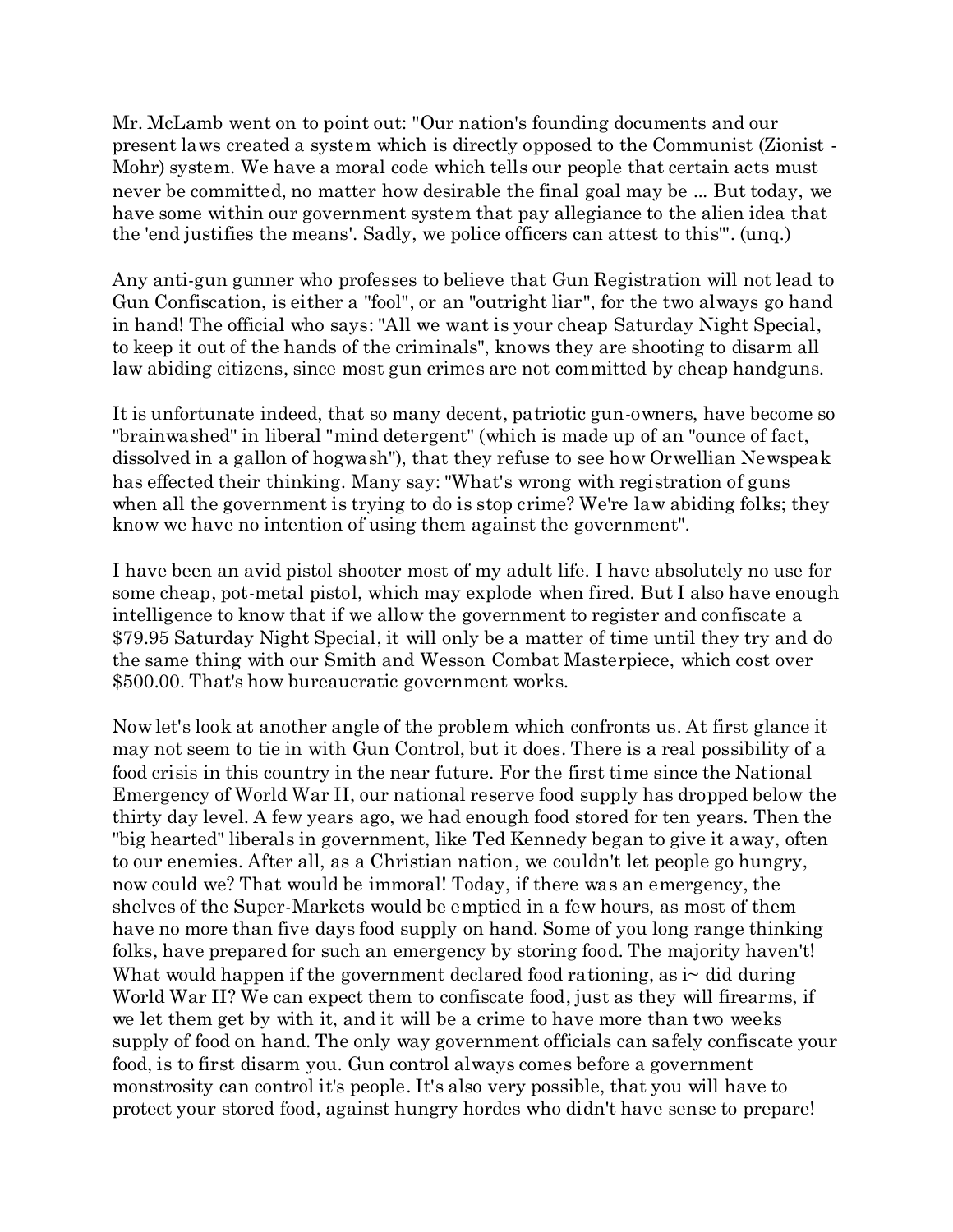Mr. McLamb went on to point out: "Our nation's founding documents and our present laws created a system which is directly opposed to the Communist (Zionist - Mohr) system. We have a moral code which tells our people that certain acts must never be committed, no matter how desirable the final goal may be ... But today, we have some within our government system that pay allegiance to the alien idea that the 'end justifies the means'. Sadly, we police officers can attest to this'". (unq.)

Any anti-gun gunner who professes to believe that Gun Registration will not lead to Gun Confiscation, is either a "fool", or an "outright liar", for the two always go hand in hand! The official who says: "All we want is your cheap Saturday Night Special, to keep it out of the hands of the criminals", knows they are shooting to disarm all law abiding citizens, since most gun crimes are not committed by cheap handguns.

It is unfortunate indeed, that so many decent, patriotic gun-owners, have become so "brainwashed" in liberal "mind detergent" (which is made up of an "ounce of fact, dissolved in a gallon of hogwash"), that they refuse to see how Orwellian Newspeak has effected their thinking. Many say: "What's wrong with registration of guns when all the government is trying to do is stop crime? We're law abiding folks; they know we have no intention of using them against the government".

I have been an avid pistol shooter most of my adult life. I have absolutely no use for some cheap, pot-metal pistol, which may explode when fired. But I also have enough intelligence to know that if we allow the government to register and confiscate a $79.95 Saturday Night Special, it will only be a matter of time until they try and do the same thing with our Smith and Wesson Combat Masterpiece, which cost over $500.00. That's how bureaucratic government works.

Now let's look at another angle of the problem which confronts us. At first glance it may not seem to tie in with Gun Control, but it does. There is a real possibility of a food crisis in this country in the near future. For the first time since the National Emergency of World War II, our national reserve food supply has dropped below the thirty day level. A few years ago, we had enough food stored for ten years. Then the "big hearted" liberals in government, like Ted Kennedy began to give it away, often to our enemies. After all, as a Christian nation, we couldn't let people go hungry, now could we? That would be immoral! Today, if there was an emergency, the shelves of the Super-Markets would be emptied in a few hours, as most of them have no more than five days food supply on hand. Some of you long range thinking folks, have prepared for such an emergency by storing food. The majority haven't! What would happen if the government declared food rationing, as i~ did during World War II? We can expect them to confiscate food, just as they will firearms, if we let them get by with it, and it will be a crime to have more than two weeks supply of food on hand. The only way government officials can safely confiscate your food, is to first disarm you. Gun control always comes before a government monstrosity can control it's people. It's also very possible, that you will have to protect your stored food, against hungry hordes who didn't have sense to prepare!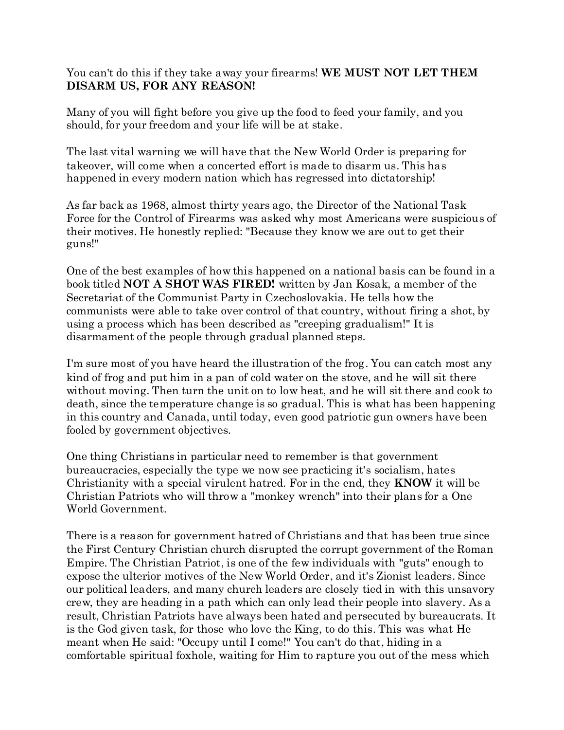You can't do this if they take away your firearms! **WE MUST NOT LET THEM DISARM US, FOR ANY REASON!**

Many of you will fight before you give up the food to feed your family, and you should, for your freedom and your life will be at stake.

The last vital warning we will have that the New World Order is preparing for takeover, will come when a concerted effort is made to disarm us. This has happened in every modern nation which has regressed into dictatorship!

As far back as 1968, almost thirty years ago, the Director of the National Task Force for the Control of Firearms was asked why most Americans were suspicious of their motives. He honestly replied: "Because they know we are out to get their guns!"

One of the best examples of how this happened on a national basis can be found in a book titled **NOT A SHOT WAS FIRED!** written by Jan Kosak, a member of the Secretariat of the Communist Party in Czechoslovakia. He tells how the communists were able to take over control of that country, without firing a shot, by using a process which has been described as "creeping gradualism!" It is disarmament of the people through gradual planned steps.

I'm sure most of you have heard the illustration of the frog. You can catch most any kind of frog and put him in a pan of cold water on the stove, and he will sit there without moving. Then turn the unit on to low heat, and he will sit there and cook to death, since the temperature change is so gradual. This is what has been happening in this country and Canada, until today, even good patriotic gun owners have been fooled by government objectives.

One thing Christians in particular need to remember is that government bureaucracies, especially the type we now see practicing it's socialism, hates Christianity with a special virulent hatred. For in the end, they **KNOW** it will be Christian Patriots who will throw a "monkey wrench" into their plans for a One World Government.

There is a reason for government hatred of Christians and that has been true since the First Century Christian church disrupted the corrupt government of the Roman Empire. The Christian Patriot, is one of the few individuals with "guts" enough to expose the ulterior motives of the New World Order, and it's Zionist leaders. Since our political leaders, and many church leaders are closely tied in with this unsavory crew, they are heading in a path which can only lead their people into slavery. As a result, Christian Patriots have always been hated and persecuted by bureaucrats. It is the God given task, for those who love the King, to do this. This was what He meant when He said: "Occupy until I come!" You can't do that, hiding in a comfortable spiritual foxhole, waiting for Him to rapture you out of the mess which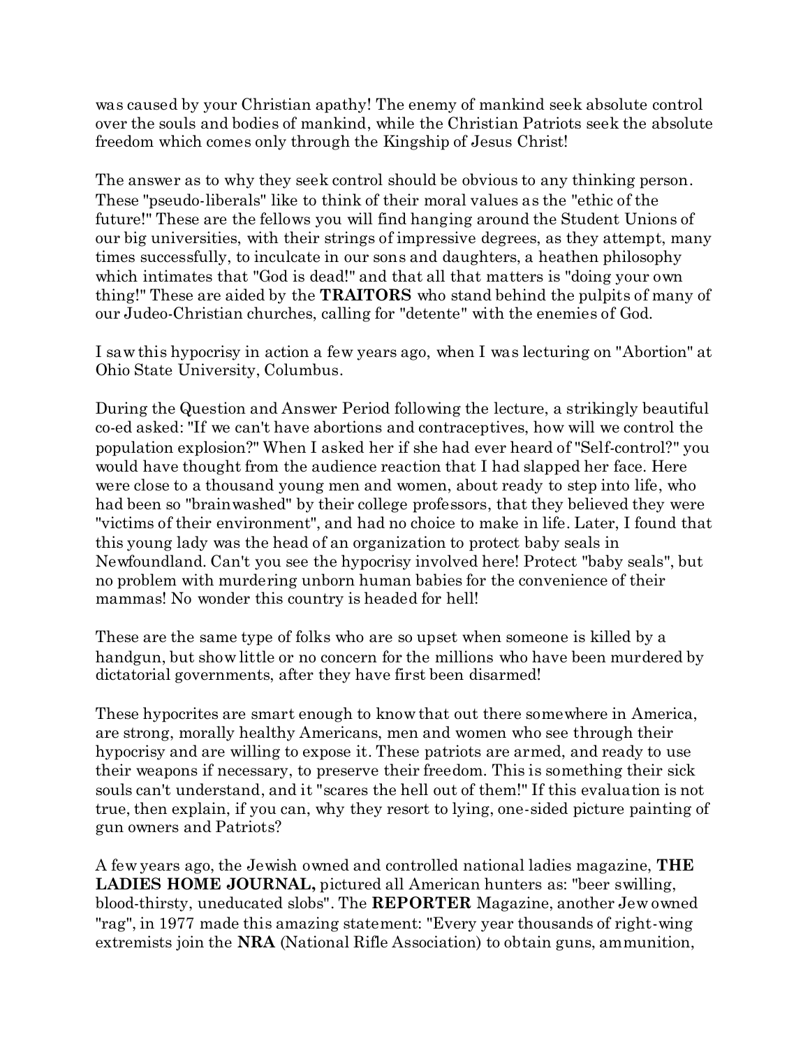was caused by your Christian apathy! The enemy of mankind seek absolute control over the souls and bodies of mankind, while the Christian Patriots seek the absolute freedom which comes only through the Kingship of Jesus Christ!

The answer as to why they seek control should be obvious to any thinking person. These "pseudo-liberals" like to think of their moral values as the "ethic of the future!" These are the fellows you will find hanging around the Student Unions of our big universities, with their strings of impressive degrees, as they attempt, many times successfully, to inculcate in our sons and daughters, a heathen philosophy which intimates that "God is dead!" and that all that matters is "doing your own thing!" These are aided by the **TRAITORS** who stand behind the pulpits of many of our Judeo-Christian churches, calling for "detente" with the enemies of God.

I saw this hypocrisy in action a few years ago, when I was lecturing on "Abortion" at Ohio State University, Columbus.

During the Question and Answer Period following the lecture, a strikingly beautiful co-ed asked: "If we can't have abortions and contraceptives, how will we control the population explosion?" When I asked her if she had ever heard of "Self-control?" you would have thought from the audience reaction that I had slapped her face. Here were close to a thousand young men and women, about ready to step into life, who had been so "brainwashed" by their college professors, that they believed they were "victims of their environment", and had no choice to make in life. Later, I found that this young lady was the head of an organization to protect baby seals in Newfoundland. Can't you see the hypocrisy involved here! Protect "baby seals", but no problem with murdering unborn human babies for the convenience of their mammas! No wonder this country is headed for hell!

These are the same type of folks who are so upset when someone is killed by a handgun, but show little or no concern for the millions who have been murdered by dictatorial governments, after they have first been disarmed!

These hypocrites are smart enough to know that out there somewhere in America, are strong, morally healthy Americans, men and women who see through their hypocrisy and are willing to expose it. These patriots are armed, and ready to use their weapons if necessary, to preserve their freedom. This is something their sick souls can't understand, and it "scares the hell out of them!" If this evaluation is not true, then explain, if you can, why they resort to lying, one-sided picture painting of gun owners and Patriots?

A few years ago, the Jewish owned and controlled national ladies magazine, **THE LADIES HOME JOURNAL,** pictured all American hunters as: "beer swilling, blood-thirsty, uneducated slobs". The **REPORTER** Magazine, another Jew owned "rag", in 1977 made this amazing statement: "Every year thousands of right-wing extremists join the **NRA** (National Rifle Association) to obtain guns, ammunition,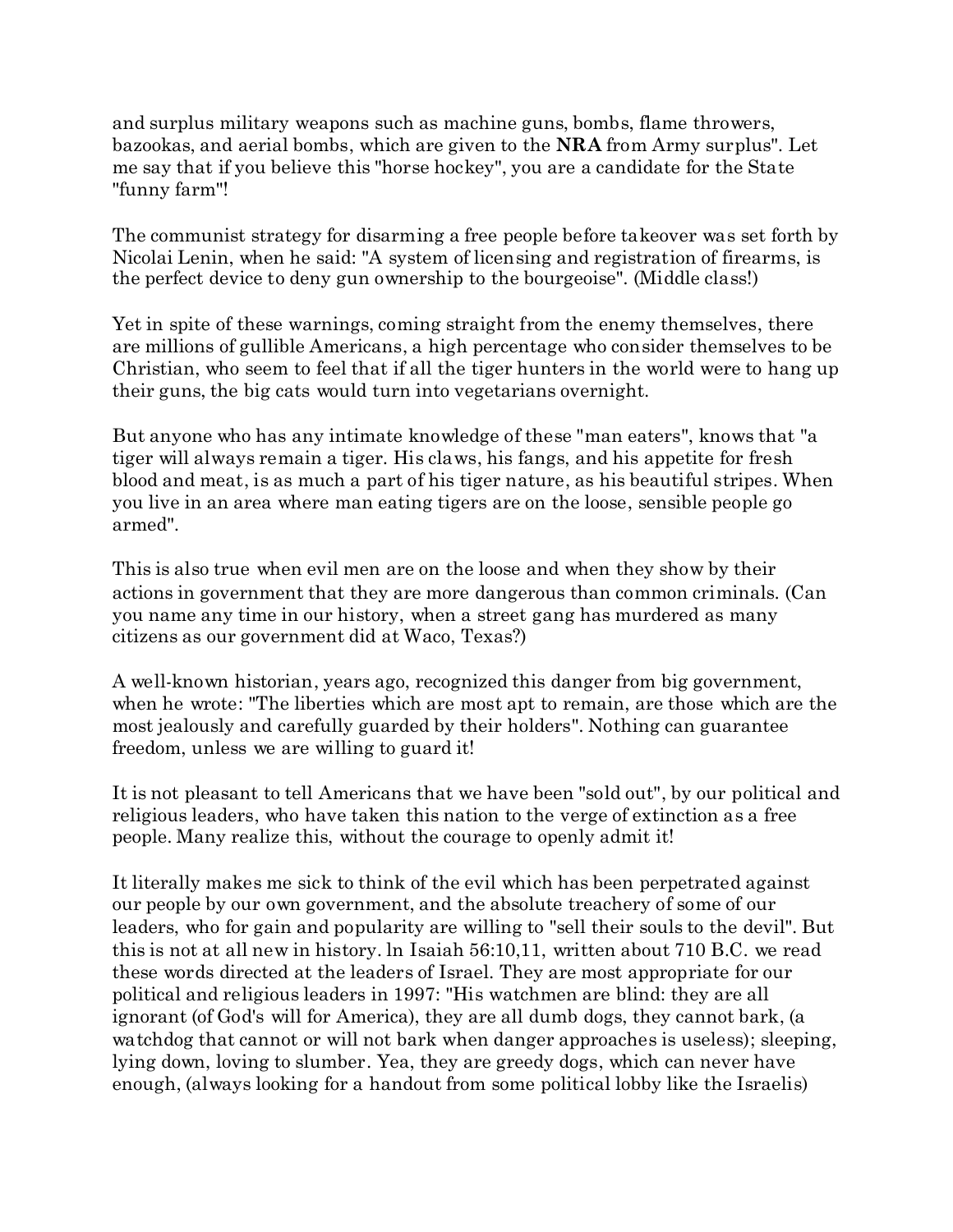and surplus military weapons such as machine guns, bombs, flame throwers, bazookas, and aerial bombs, which are given to the **NRA** from Army surplus". Let me say that if you believe this "horse hockey", you are a candidate for the State "funny farm"!

The communist strategy for disarming a free people before takeover was set forth by Nicolai Lenin, when he said: "A system of licensing and registration of firearms, is the perfect device to deny gun ownership to the bourgeoise". (Middle class!)

Yet in spite of these warnings, coming straight from the enemy themselves, there are millions of gullible Americans, a high percentage who consider themselves to be Christian, who seem to feel that if all the tiger hunters in the world were to hang up their guns, the big cats would turn into vegetarians overnight.

But anyone who has any intimate knowledge of these "man eaters", knows that "a tiger will always remain a tiger. His claws, his fangs, and his appetite for fresh blood and meat, is as much a part of his tiger nature, as his beautiful stripes. When you live in an area where man eating tigers are on the loose, sensible people go armed".

This is also true when evil men are on the loose and when they show by their actions in government that they are more dangerous than common criminals. (Can you name any time in our history, when a street gang has murdered as many citizens as our government did at Waco, Texas?)

A well-known historian, years ago, recognized this danger from big government, when he wrote: "The liberties which are most apt to remain, are those which are the most jealously and carefully guarded by their holders". Nothing can guarantee freedom, unless we are willing to guard it!

It is not pleasant to tell Americans that we have been "sold out", by our political and religious leaders, who have taken this nation to the verge of extinction as a free people. Many realize this, without the courage to openly admit it!

It literally makes me sick to think of the evil which has been perpetrated against our people by our own government, and the absolute treachery of some of our leaders, who for gain and popularity are willing to "sell their souls to the devil". But this is not at all new in history. In Isaiah 56:10,11, written about 710 B.C. we read these words directed at the leaders of Israel. They are most appropriate for our political and religious leaders in 1997: "His watchmen are blind: they are all ignorant (of God's will for America), they are all dumb dogs, they cannot bark, (a watchdog that cannot or will not bark when danger approaches is useless); sleeping, lying down, loving to slumber. Yea, they are greedy dogs, which can never have enough, (always looking for a handout from some political lobby like the Israelis)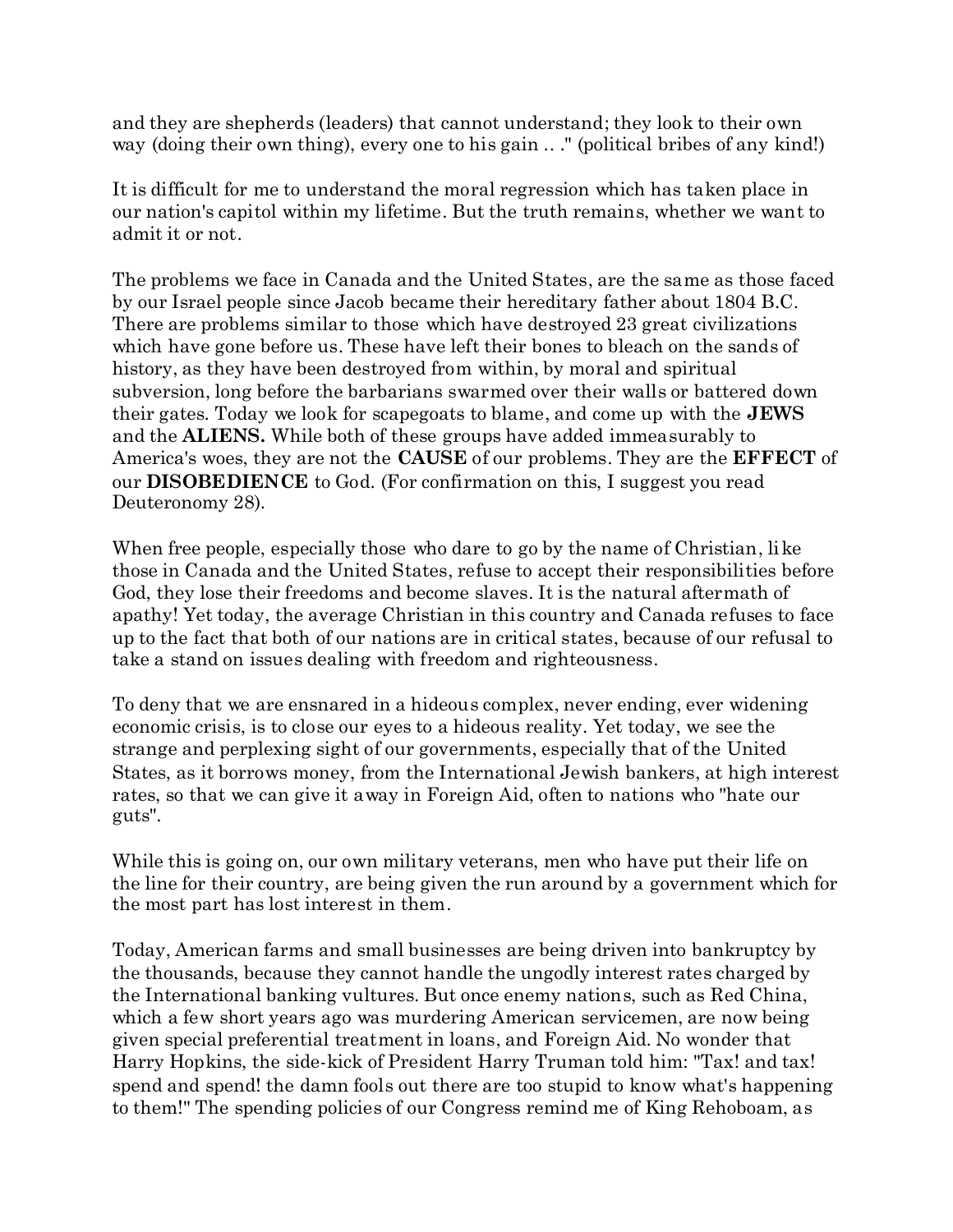and they are shepherds (leaders) that cannot understand; they look to their own way (doing their own thing), every one to his gain .. ." (political bribes of any kind!)

It is difficult for me to understand the moral regression which has taken place in our nation's capitol within my lifetime. But the truth remains, whether we want to admit it or not.

The problems we face in Canada and the United States, are the same as those faced by our Israel people since Jacob became their hereditary father about 1804 B.C. There are problems similar to those which have destroyed 23 great civilizations which have gone before us. These have left their bones to bleach on the sands of history, as they have been destroyed from within, by moral and spiritual subversion, long before the barbarians swarmed over their walls or battered down their gates. Today we look for scapegoats to blame, and come up with the **JEWS** and the **ALIENS.** While both of these groups have added immeasurably to America's woes, they are not the **CAUSE** of our problems. They are the **EFFECT** of our **DISOBEDIENCE** to God. (For confirmation on this, I suggest you read Deuteronomy 28).

When free people, especially those who dare to go by the name of Christian, like those in Canada and the United States, refuse to accept their responsibilities before God, they lose their freedoms and become slaves. It is the natural aftermath of apathy! Yet today, the average Christian in this country and Canada refuses to face up to the fact that both of our nations are in critical states, because of our refusal to take a stand on issues dealing with freedom and righteousness.

To deny that we are ensnared in a hideous complex, never ending, ever widening economic crisis, is to close our eyes to a hideous reality. Yet today, we see the strange and perplexing sight of our governments, especially that of the United States, as it borrows money, from the International Jewish bankers, at high interest rates, so that we can give it away in Foreign Aid, often to nations who "hate our guts".

While this is going on, our own military veterans, men who have put their life on the line for their country, are being given the run around by a government which for the most part has lost interest in them.

Today, American farms and small businesses are being driven into bankruptcy by the thousands, because they cannot handle the ungodly interest rates charged by the International banking vultures. But once enemy nations, such as Red China, which a few short years ago was murdering American servicemen, are now being given special preferential treatment in loans, and Foreign Aid. No wonder that Harry Hopkins, the side-kick of President Harry Truman told him: "Tax! and tax! spend and spend! the damn fools out there are too stupid to know what's happening to them!" The spending policies of our Congress remind me of King Rehoboam, as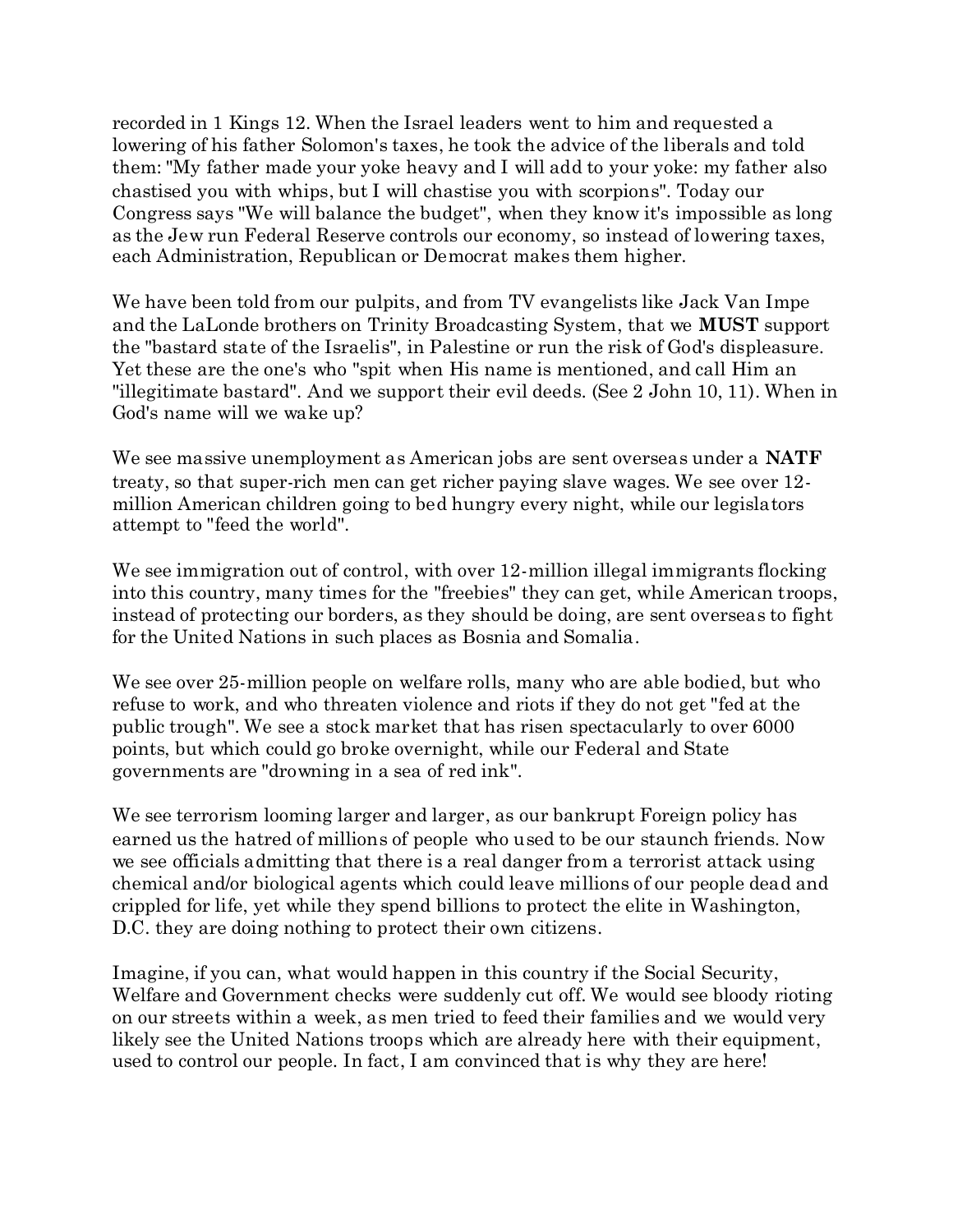recorded in 1 Kings 12. When the Israel leaders went to him and requested a lowering of his father Solomon's taxes, he took the advice of the liberals and told them: "My father made your yoke heavy and I will add to your yoke: my father also chastised you with whips, but I will chastise you with scorpions". Today our Congress says "We will balance the budget", when they know it's impossible as long as the Jew run Federal Reserve controls our economy, so instead of lowering taxes, each Administration, Republican or Democrat makes them higher.

We have been told from our pulpits, and from TV evangelists like Jack Van Impe and the LaLonde brothers on Trinity Broadcasting System, that we **MUST** support the "bastard state of the Israelis", in Palestine or run the risk of God's displeasure. Yet these are the one's who "spit when His name is mentioned, and call Him an "illegitimate bastard". And we support their evil deeds. (See 2 John 10, 11). When in God's name will we wake up?

We see massive unemployment as American jobs are sent overseas under a **NATF** treaty, so that super-rich men can get richer paying slave wages. We see over 12-million American children going to bed hungry every night, while our legislators attempt to "feed the world".

We see immigration out of control, with over 12-million illegal immigrants flocking into this country, many times for the "freebies" they can get, while American troops, instead of protecting our borders, as they should be doing, are sent overseas to fight for the United Nations in such places as Bosnia and Somalia.

We see over 25-million people on welfare rolls, many who are able bodied, but who refuse to work, and who threaten violence and riots if they do not get "fed at the public trough". We see a stock market that has risen spectacularly to over 6000 points, but which could go broke overnight, while our Federal and State governments are "drowning in a sea of red ink".

We see terrorism looming larger and larger, as our bankrupt Foreign policy has earned us the hatred of millions of people who used to be our staunch friends. Now we see officials admitting that there is a real danger from a terrorist attack using chemical and/or biological agents which could leave millions of our people dead and crippled for life, yet while they spend billions to protect the elite in Washington, D.C. they are doing nothing to protect their own citizens.

Imagine, if you can, what would happen in this country if the Social Security, Welfare and Government checks were suddenly cut off. We would see bloody rioting on our streets within a week, as men tried to feed their families and we would very likely see the United Nations troops which are already here with their equipment, used to control our people. In fact, I am convinced that is why they are here!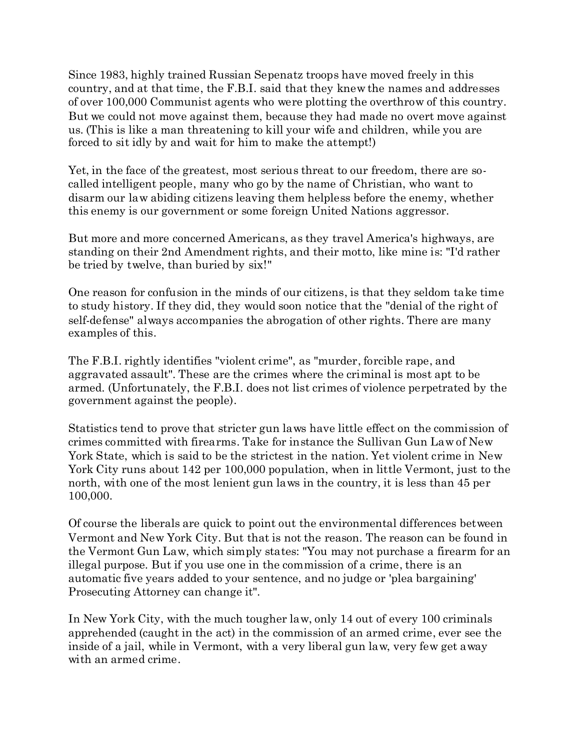Since 1983, highly trained Russian Sepenatz troops have moved freely in this country, and at that time, the F.B.I. said that they knew the names and addresses of over 100,000 Communist agents who were plotting the overthrow of this country. But we could not move against them, because they had made no overt move against us. (This is like a man threatening to kill your wife and children, while you are forced to sit idly by and wait for him to make the attempt!)

Yet, in the face of the greatest, most serious threat to our freedom, there are so-called intelligent people, many who go by the name of Christian, who want to disarm our law abiding citizens leaving them helpless before the enemy, whether this enemy is our government or some foreign United Nations aggressor.

But more and more concerned Americans, as they travel America's highways, are standing on their 2nd Amendment rights, and their motto, like mine is: "I'd rather be tried by twelve, than buried by six!"

One reason for confusion in the minds of our citizens, is that they seldom take time to study history. If they did, they would soon notice that the "denial of the right of self-defense" always accompanies the abrogation of other rights. There are many examples of this.

The F.B.I. rightly identifies "violent crime", as "murder, forcible rape, and aggravated assault". These are the crimes where the criminal is most apt to be armed. (Unfortunately, the F.B.I. does not list crimes of violence perpetrated by the government against the people).

Statistics tend to prove that stricter gun laws have little effect on the commission of crimes committed with firearms. Take for instance the Sullivan Gun Law of New York State, which is said to be the strictest in the nation. Yet violent crime in New York City runs about 142 per 100,000 population, when in little Vermont, just to the north, with one of the most lenient gun laws in the country, it is less than 45 per 100,000.

Of course the liberals are quick to point out the environmental differences between Vermont and New York City. But that is not the reason. The reason can be found in the Vermont Gun Law, which simply states: "You may not purchase a firearm for an illegal purpose. But if you use one in the commission of a crime, there is an automatic five years added to your sentence, and no judge or 'plea bargaining' Prosecuting Attorney can change it".

In New York City, with the much tougher law, only 14 out of every 100 criminals apprehended (caught in the act) in the commission of an armed crime, ever see the inside of a jail, while in Vermont, with a very liberal gun law, very few get away with an armed crime.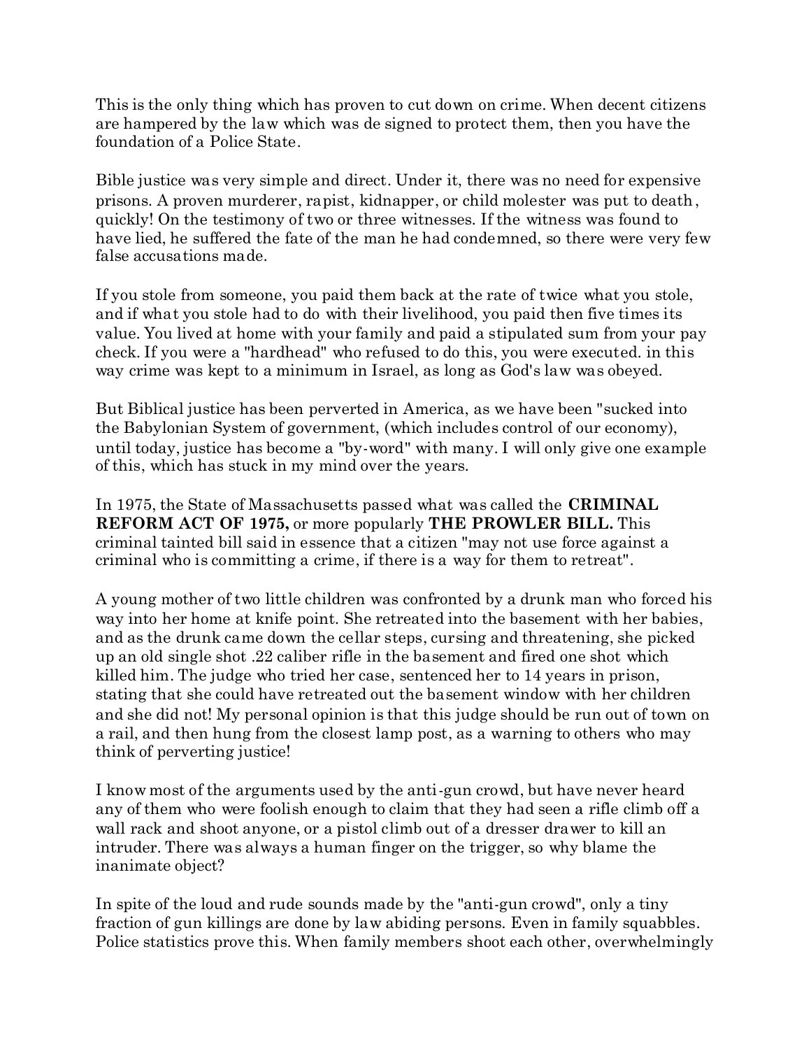This is the only thing which has proven to cut down on crime. When decent citizens are hampered by the law which was de signed to protect them, then you have the foundation of a Police State.

Bible justice was very simple and direct. Under it, there was no need for expensive prisons. A proven murderer, rapist, kidnapper, or child molester was put to death, quickly! On the testimony of two or three witnesses. If the witness was found to have lied, he suffered the fate of the man he had condemned, so there were very few false accusations made.

If you stole from someone, you paid them back at the rate of twice what you stole, and if what you stole had to do with their livelihood, you paid then five times its value. You lived at home with your family and paid a stipulated sum from your pay check. If you were a "hardhead" who refused to do this, you were executed. in this way crime was kept to a minimum in Israel, as long as God's law was obeyed.

But Biblical justice has been perverted in America, as we have been "sucked into the Babylonian System of government, (which includes control of our economy), until today, justice has become a "by-word" with many. I will only give one example of this, which has stuck in my mind over the years.

In 1975, the State of Massachusetts passed what was called the **CRIMINAL REFORM ACT OF 1975,** or more popularly **THE PROWLER BILL.** This criminal tainted bill said in essence that a citizen "may not use force against a criminal who is committing a crime, if there is a way for them to retreat".

A young mother of two little children was confronted by a drunk man who forced his way into her home at knife point. She retreated into the basement with her babies, and as the drunk came down the cellar steps, cursing and threatening, she picked up an old single shot .22 caliber rifle in the basement and fired one shot which killed him. The judge who tried her case, sentenced her to 14 years in prison, stating that she could have retreated out the basement window with her children and she did not! My personal opinion is that this judge should be run out of town on a rail, and then hung from the closest lamp post, as a warning to others who may think of perverting justice!

I know most of the arguments used by the anti-gun crowd, but have never heard any of them who were foolish enough to claim that they had seen a rifle climb off a wall rack and shoot anyone, or a pistol climb out of a dresser drawer to kill an intruder. There was always a human finger on the trigger, so why blame the inanimate object?

In spite of the loud and rude sounds made by the "anti-gun crowd", only a tiny fraction of gun killings are done by law abiding persons. Even in family squabbles. Police statistics prove this. When family members shoot each other, overwhelmingly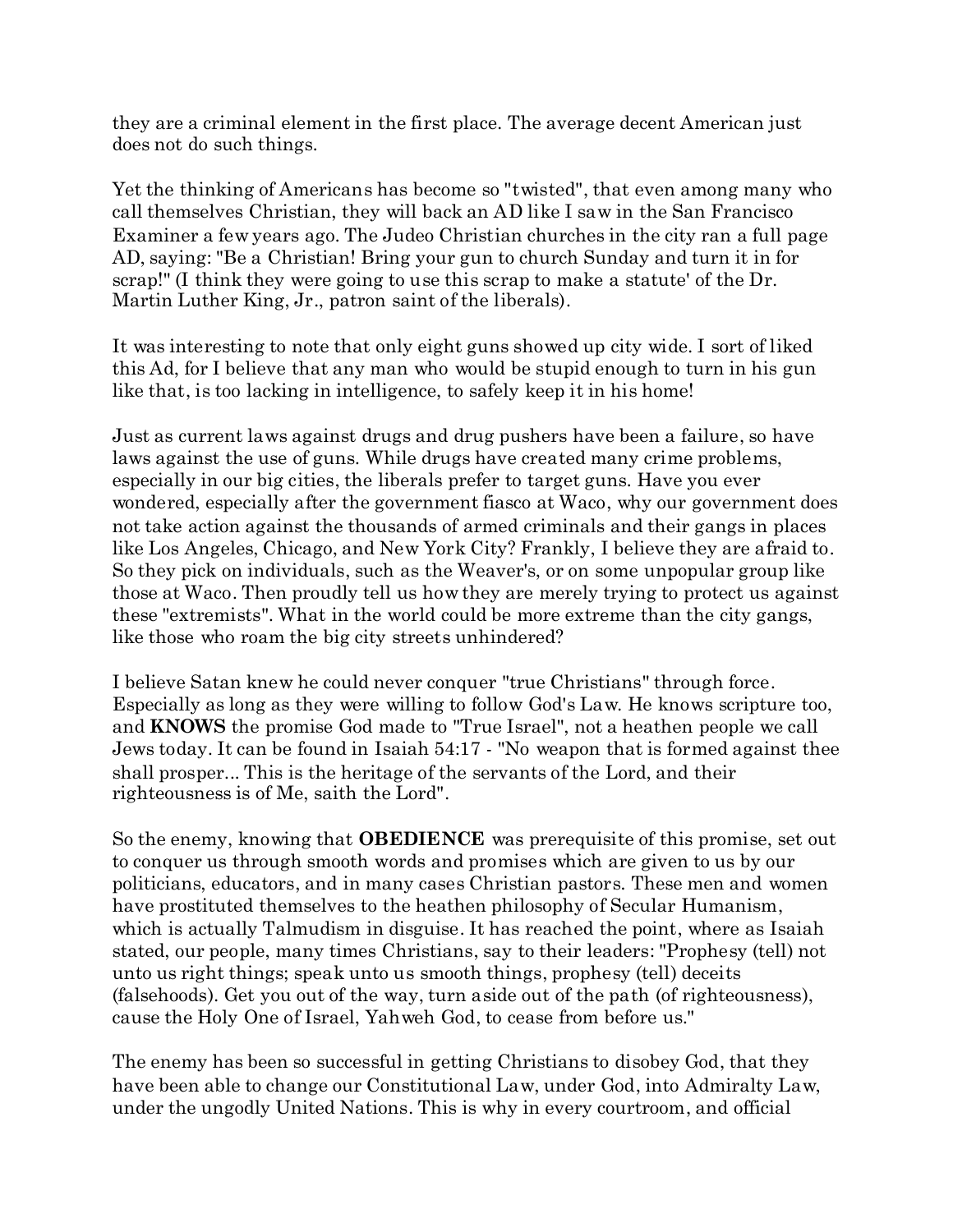they are a criminal element in the first place. The average decent American just does not do such things.

Yet the thinking of Americans has become so "twisted", that even among many who call themselves Christian, they will back an AD like I saw in the San Francisco Examiner a few years ago. The Judeo Christian churches in the city ran a full page AD, saying: "Be a Christian! Bring your gun to church Sunday and turn it in for scrap!" (I think they were going to use this scrap to make a statute' of the Dr. Martin Luther King, Jr., patron saint of the liberals).

It was interesting to note that only eight guns showed up city wide. I sort of liked this Ad, for I believe that any man who would be stupid enough to turn in his gun like that, is too lacking in intelligence, to safely keep it in his home!

Just as current laws against drugs and drug pushers have been a failure, so have laws against the use of guns. While drugs have created many crime problems, especially in our big cities, the liberals prefer to target guns. Have you ever wondered, especially after the government fiasco at Waco, why our government does not take action against the thousands of armed criminals and their gangs in places like Los Angeles, Chicago, and New York City? Frankly, I believe they are afraid to. So they pick on individuals, such as the Weaver's, or on some unpopular group like those at Waco. Then proudly tell us how they are merely trying to protect us against these "extremists". What in the world could be more extreme than the city gangs, like those who roam the big city streets unhindered?

I believe Satan knew he could never conquer "true Christians" through force. Especially as long as they were willing to follow God's Law. He knows scripture too, and **KNOWS** the promise God made to "True Israel", not a heathen people we call Jews today. It can be found in Isaiah 54:17 - "No weapon that is formed against thee shall prosper... This is the heritage of the servants of the Lord, and their righteousness is of Me, saith the Lord".

So the enemy, knowing that **OBEDIENCE** was prerequisite of this promise, set out to conquer us through smooth words and promises which are given to us by our politicians, educators, and in many cases Christian pastors. These men and women have prostituted themselves to the heathen philosophy of Secular Humanism, which is actually Talmudism in disguise. It has reached the point, where as Isaiah stated, our people, many times Christians, say to their leaders: "Prophesy (tell) not unto us right things; speak unto us smooth things, prophesy (tell) deceits (falsehoods). Get you out of the way, turn aside out of the path (of righteousness), cause the Holy One of Israel, Yahweh God, to cease from before us."

The enemy has been so successful in getting Christians to disobey God, that they have been able to change our Constitutional Law, under God, into Admiralty Law, under the ungodly United Nations. This is why in every courtroom, and official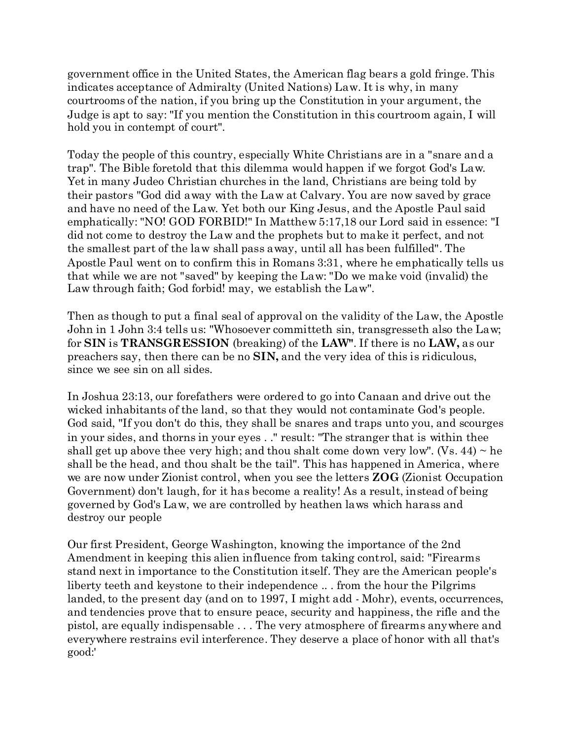government office in the United States, the American flag bears a gold fringe. This indicates acceptance of Admiralty (United Nations) Law. It is why, in many courtrooms of the nation, if you bring up the Constitution in your argument, the Judge is apt to say: "If you mention the Constitution in this courtroom again, I will hold you in contempt of court".

Today the people of this country, especially White Christians are in a "snare and a trap". The Bible foretold that this dilemma would happen if we forgot God's Law. Yet in many Judeo Christian churches in the land, Christians are being told by their pastors "God did away with the Law at Calvary. You are now saved by grace and have no need of the Law. Yet both our King Jesus, and the Apostle Paul said emphatically: "NO! GOD FORBID!" In Matthew 5:17,18 our Lord said in essence: "I did not come to destroy the Law and the prophets but to make it perfect, and not the smallest part of the law shall pass away, until all has been fulfilled". The Apostle Paul went on to confirm this in Romans 3:31, where he emphatically tells us that while we are not "saved" by keeping the Law: "Do we make void (invalid) the Law through faith; God forbid! may, we establish the Law".

Then as though to put a final seal of approval on the validity of the Law, the Apostle John in 1 John 3:4 tells us: "Whosoever committeth sin, transgresseth also the Law; for **SIN** is **TRANSGRESSION** (breaking) of the **LAW**". If there is no **LAW,** as our preachers say, then there can be no **SIN,** and the very idea of this is ridiculous, since we see sin on all sides.

In Joshua 23:13, our forefathers were ordered to go into Canaan and drive out the wicked inhabitants of the land, so that they would not contaminate God's people. God said, "If you don't do this, they shall be snares and traps unto you, and scourges in your sides, and thorns in your eyes . ." result: "The stranger that is within thee shall get up above thee very high; and thou shalt come down very low". (Vs. 44) ~ he shall be the head, and thou shalt be the tail". This has happened in America, where we are now under Zionist control, when you see the letters **ZOG** (Zionist Occupation Government) don't laugh, for it has become a reality! As a result, instead of being governed by God's Law, we are controlled by heathen laws which harass and destroy our people

Our first President, George Washington, knowing the importance of the 2nd Amendment in keeping this alien influence from taking control, said: "Firearms stand next in importance to the Constitution itself. They are the American people's liberty teeth and keystone to their independence .. . from the hour the Pilgrims landed, to the present day (and on to 1997, I might add - Mohr), events, occurrences, and tendencies prove that to ensure peace, security and happiness, the rifle and the pistol, are equally indispensable . . . The very atmosphere of firearms anywhere and everywhere restrains evil interference. They deserve a place of honor with all that's good:'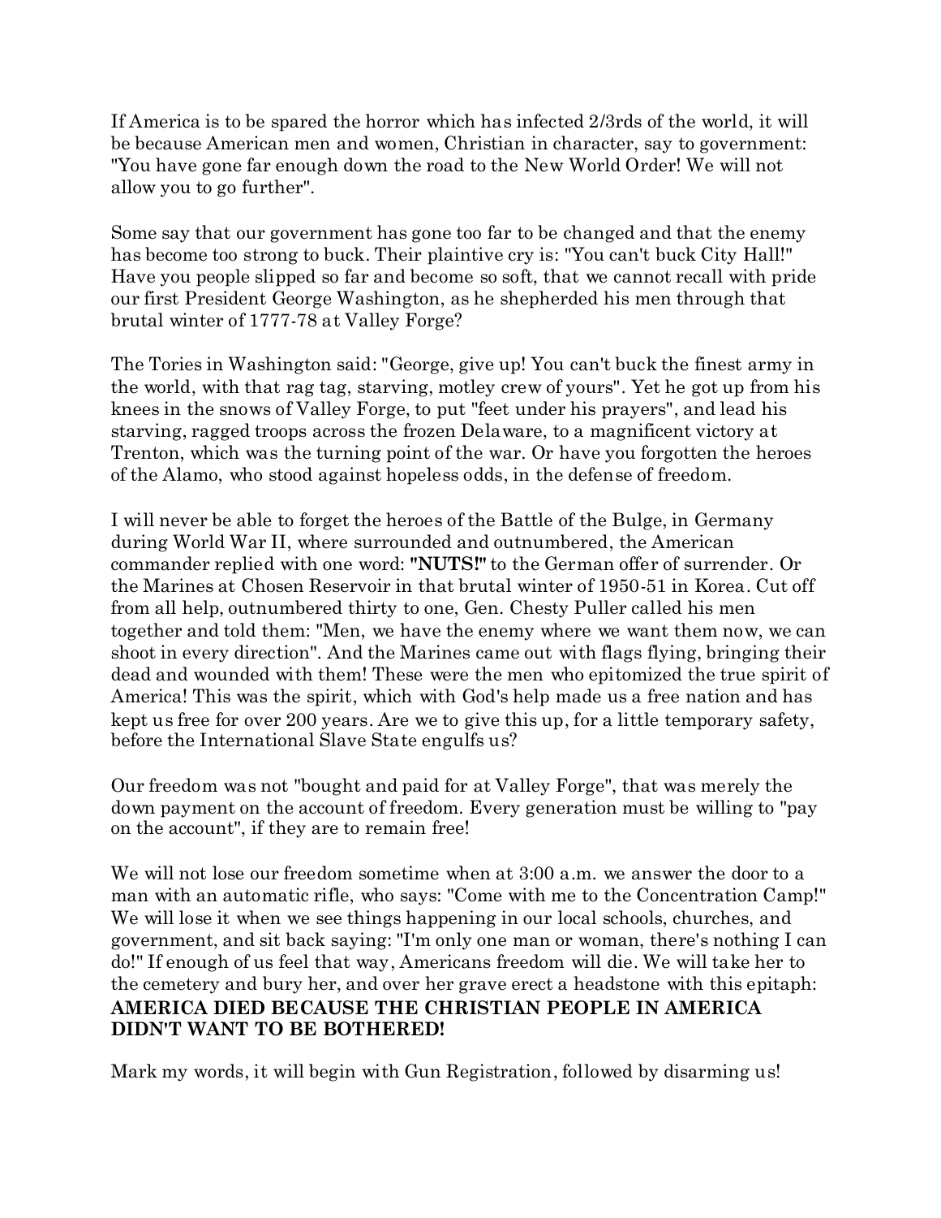If America is to be spared the horror which has infected 2/3rds of the world, it will be because American men and women, Christian in character, say to government: "You have gone far enough down the road to the New World Order! We will not allow you to go further".

Some say that our government has gone too far to be changed and that the enemy has become too strong to buck. Their plaintive cry is: "You can't buck City Hall!" Have you people slipped so far and become so soft, that we cannot recall with pride our first President George Washington, as he shepherded his men through that brutal winter of 1777-78 at Valley Forge?

The Tories in Washington said: "George, give up! You can't buck the finest army in the world, with that rag tag, starving, motley crew of yours". Yet he got up from his knees in the snows of Valley Forge, to put "feet under his prayers", and lead his starving, ragged troops across the frozen Delaware, to a magnificent victory at Trenton, which was the turning point of the war. Or have you forgotten the heroes of the Alamo, who stood against hopeless odds, in the defense of freedom.

I will never be able to forget the heroes of the Battle of the Bulge, in Germany during World War II, where surrounded and outnumbered, the American commander replied with one word: **"NUTS!"** to the German offer of surrender. Or the Marines at Chosen Reservoir in that brutal winter of 1950-51 in Korea. Cut off from all help, outnumbered thirty to one, Gen. Chesty Puller called his men together and told them: "Men, we have the enemy where we want them now, we can shoot in every direction". And the Marines came out with flags flying, bringing their dead and wounded with them! These were the men who epitomized the true spirit of America! This was the spirit, which with God's help made us a free nation and has kept us free for over 200 years. Are we to give this up, for a little temporary safety, before the International Slave State engulfs us?

Our freedom was not "bought and paid for at Valley Forge", that was merely the down payment on the account of freedom. Every generation must be willing to "pay on the account", if they are to remain free!

We will not lose our freedom sometime when at 3:00 a.m. we answer the door to a man with an automatic rifle, who says: "Come with me to the Concentration Camp!" We will lose it when we see things happening in our local schools, churches, and government, and sit back saying: "I'm only one man or woman, there's nothing I can do!" If enough of us feel that way, Americans freedom will die. We will take her to the cemetery and bury her, and over her grave erect a headstone with this epitaph:
**AMERICA DIED BECAUSE THE CHRISTIAN PEOPLE IN AMERICA DIDN'T WANT TO BE BOTHERED!**

Mark my words, it will begin with Gun Registration, followed by disarming us!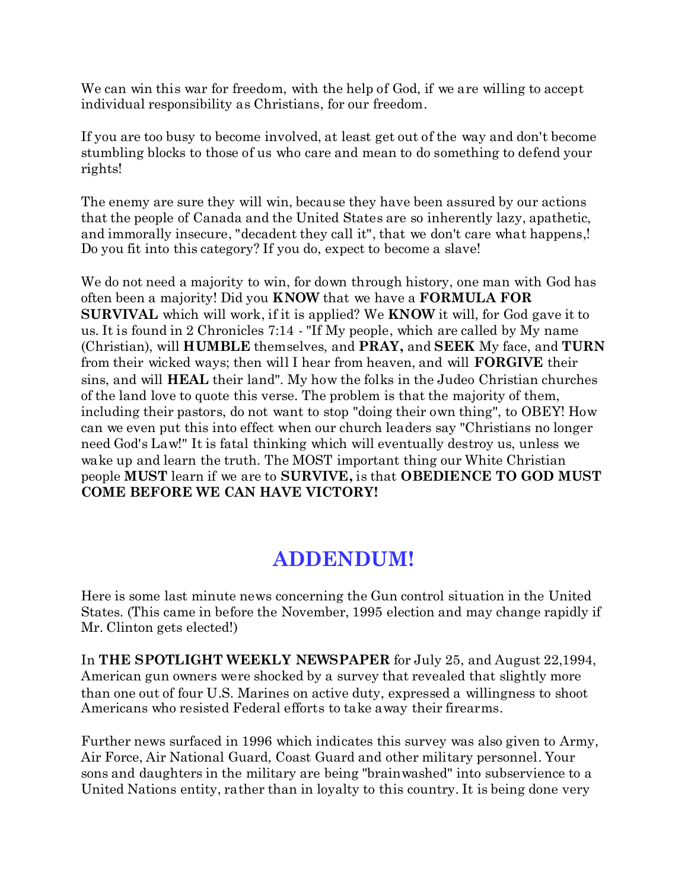We can win this war for freedom, with the help of God, if we are willing to accept individual responsibility as Christians, for our freedom.

If you are too busy to become involved, at least get out of the way and don't become stumbling blocks to those of us who care and mean to do something to defend your rights!

The enemy are sure they will win, because they have been assured by our actions that the people of Canada and the United States are so inherently lazy, apathetic, and immorally insecure, "decadent they call it", that we don't care what happens,! Do you fit into this category? If you do, expect to become a slave!

We do not need a majority to win, for down through history, one man with God has often been a majority! Did you **KNOW** that we have a **FORMULA FOR SURVIVAL** which will work, if it is applied? We **KNOW** it will, for God gave it to us. It is found in 2 Chronicles 7:14 - "If My people, which are called by My name (Christian), will **HUMBLE** themselves, and **PRAY,** and **SEEK** My face, and **TURN** from their wicked ways; then will I hear from heaven, and will **FORGIVE** their sins, and will **HEAL** their land". My how the folks in the Judeo Christian churches of the land love to quote this verse. The problem is that the majority of them, including their pastors, do not want to stop "doing their own thing", to OBEY! How can we even put this into effect when our church leaders say "Christians no longer need God's Law!" It is fatal thinking which will eventually destroy us, unless we wake up and learn the truth. The MOST important thing our White Christian people **MUST** learn if we are to **SURVIVE,** is that **OBEDIENCE TO GOD MUST COME BEFORE WE CAN HAVE VICTORY!**

## ADDENDUM!

Here is some last minute news concerning the Gun control situation in the United States. (This came in before the November, 1995 election and may change rapidly if Mr. Clinton gets elected!)

In **THE SPOTLIGHT WEEKLY NEWSPAPER** for July 25, and August 22,1994, American gun owners were shocked by a survey that revealed that slightly more than one out of four U.S. Marines on active duty, expressed a willingness to shoot Americans who resisted Federal efforts to take away their firearms.

Further news surfaced in 1996 which indicates this survey was also given to Army, Air Force, Air National Guard, Coast Guard and other military personnel. Your sons and daughters in the military are being "brainwashed" into subservience to a United Nations entity, rather than in loyalty to this country. It is being done very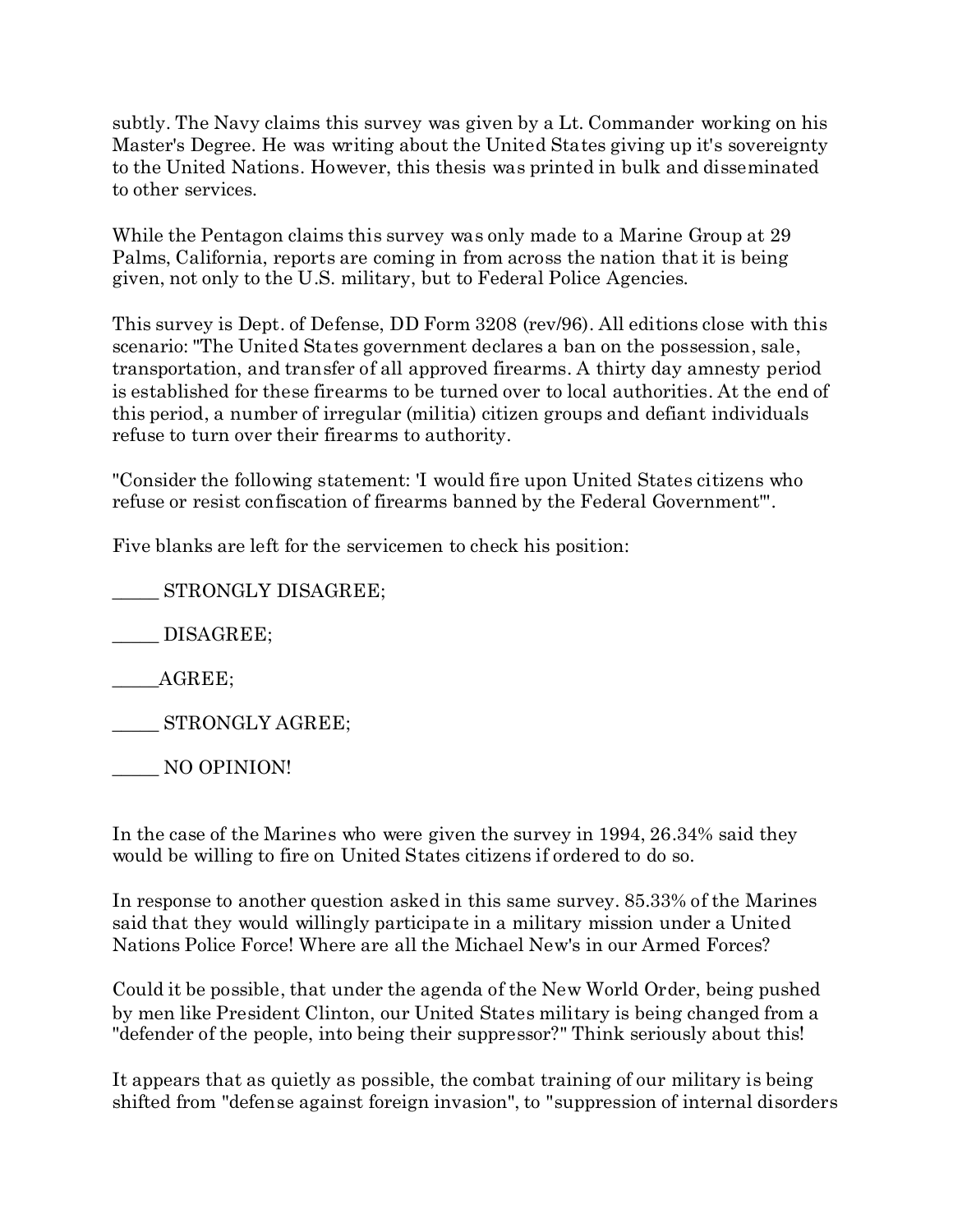subtly. The Navy claims this survey was given by a Lt. Commander working on his Master's Degree. He was writing about the United States giving up it's sovereignty to the United Nations. However, this thesis was printed in bulk and disseminated to other services.

While the Pentagon claims this survey was only made to a Marine Group at 29 Palms, California, reports are coming in from across the nation that it is being given, not only to the U.S. military, but to Federal Police Agencies.

This survey is Dept. of Defense, DD Form 3208 (rev/96). All editions close with this scenario: "The United States government declares a ban on the possession, sale, transportation, and transfer of all approved firearms. A thirty day amnesty period is established for these firearms to be turned over to local authorities. At the end of this period, a number of irregular (militia) citizen groups and defiant individuals refuse to turn over their firearms to authority.

"Consider the following statement: 'I would fire upon United States citizens who refuse or resist confiscation of firearms banned by the Federal Government'".

Five blanks are left for the servicemen to check his position:

_____ STRONGLY DISAGREE;

_____ DISAGREE;

_____AGREE;

_____ STRONGLY AGREE;

_____ NO OPINION!

In the case of the Marines who were given the survey in 1994, 26.34% said they would be willing to fire on United States citizens if ordered to do so.

In response to another question asked in this same survey. 85.33% of the Marines said that they would willingly participate in a military mission under a United Nations Police Force! Where are all the Michael New's in our Armed Forces?

Could it be possible, that under the agenda of the New World Order, being pushed by men like President Clinton, our United States military is being changed from a "defender of the people, into being their suppressor?" Think seriously about this!

It appears that as quietly as possible, the combat training of our military is being shifted from "defense against foreign invasion", to "suppression of internal disorders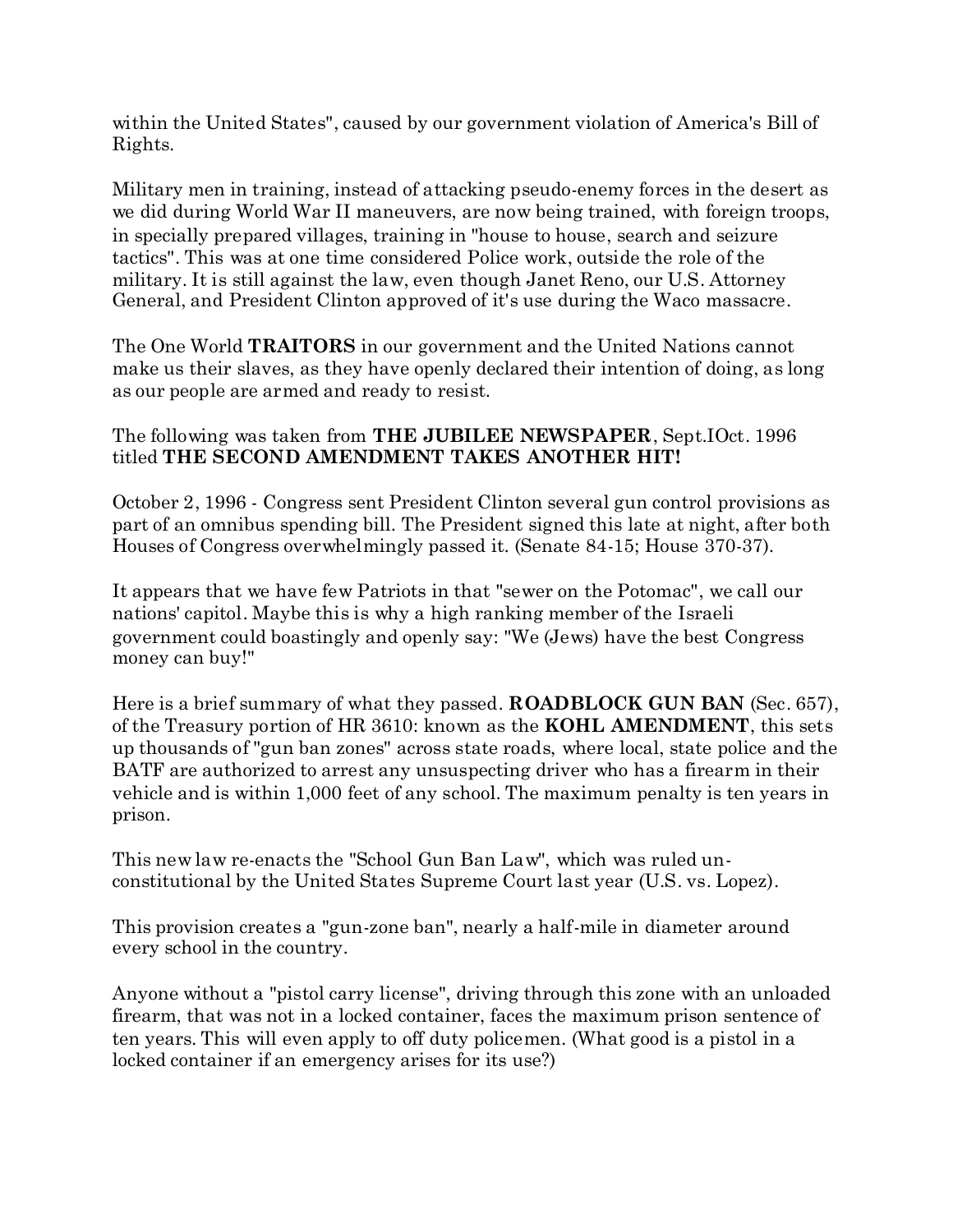within the United States", caused by our government violation of America's Bill of Rights.

Military men in training, instead of attacking pseudo-enemy forces in the desert as we did during World War II maneuvers, are now being trained, with foreign troops, in specially prepared villages, training in "house to house, search and seizure tactics". This was at one time considered Police work, outside the role of the military. It is still against the law, even though Janet Reno, our U.S. Attorney General, and President Clinton approved of it's use during the Waco massacre.

The One World **TRAITORS** in our government and the United Nations cannot make us their slaves, as they have openly declared their intention of doing, as long as our people are armed and ready to resist.

The following was taken from **THE JUBILEE NEWSPAPER**, Sept.IOct. 1996 titled **THE SECOND AMENDMENT TAKES ANOTHER HIT!**

October 2, 1996 - Congress sent President Clinton several gun control provisions as part of an omnibus spending bill. The President signed this late at night, after both Houses of Congress overwhelmingly passed it. (Senate 84-15; House 370-37).

It appears that we have few Patriots in that "sewer on the Potomac", we call our nations' capitol. Maybe this is why a high ranking member of the Israeli government could boastingly and openly say: "We (Jews) have the best Congress money can buy!"

Here is a brief summary of what they passed. **ROADBLOCK GUN BAN** (Sec. 657), of the Treasury portion of HR 3610: known as the **KOHL AMENDMENT**, this sets up thousands of "gun ban zones" across state roads, where local, state police and the BATF are authorized to arrest any unsuspecting driver who has a firearm in their vehicle and is within 1,000 feet of any school. The maximum penalty is ten years in prison.

This new law re-enacts the "School Gun Ban Law", which was ruled un-constitutional by the United States Supreme Court last year (U.S. vs. Lopez).

This provision creates a "gun-zone ban", nearly a half-mile in diameter around every school in the country.

Anyone without a "pistol carry license", driving through this zone with an unloaded firearm, that was not in a locked container, faces the maximum prison sentence of ten years. This will even apply to off duty policemen. (What good is a pistol in a locked container if an emergency arises for its use?)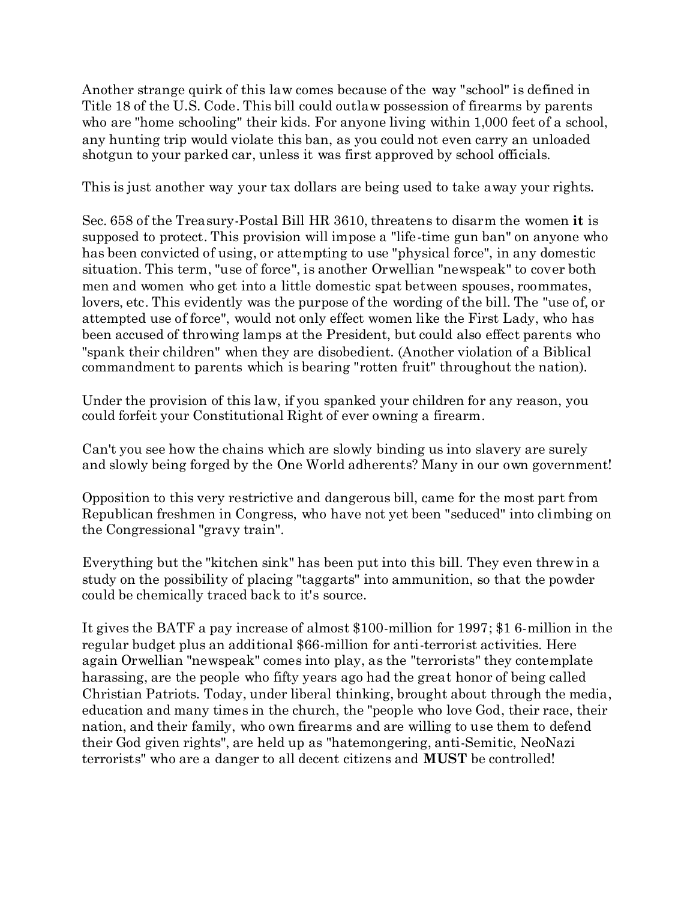Another strange quirk of this law comes because of the way "school" is defined in Title 18 of the U.S. Code. This bill could outlaw possession of firearms by parents who are "home schooling" their kids. For anyone living within 1,000 feet of a school, any hunting trip would violate this ban, as you could not even carry an unloaded shotgun to your parked car, unless it was first approved by school officials.

This is just another way your tax dollars are being used to take away your rights.

Sec. 658 of the Treasury-Postal Bill HR 3610, threatens to disarm the women **it** is supposed to protect. This provision will impose a "life-time gun ban" on anyone who has been convicted of using, or attempting to use "physical force", in any domestic situation. This term, "use of force", is another Orwellian "newspeak" to cover both men and women who get into a little domestic spat between spouses, roommates, lovers, etc. This evidently was the purpose of the wording of the bill. The "use of, or attempted use of force", would not only effect women like the First Lady, who has been accused of throwing lamps at the President, but could also effect parents who "spank their children" when they are disobedient. (Another violation of a Biblical commandment to parents which is bearing "rotten fruit" throughout the nation).

Under the provision of this law, if you spanked your children for any reason, you could forfeit your Constitutional Right of ever owning a firearm.

Can't you see how the chains which are slowly binding us into slavery are surely and slowly being forged by the One World adherents? Many in our own government!

Opposition to this very restrictive and dangerous bill, came for the most part from Republican freshmen in Congress, who have not yet been "seduced" into climbing on the Congressional "gravy train".

Everything but the "kitchen sink" has been put into this bill. They even threw in a study on the possibility of placing "taggarts" into ammunition, so that the powder could be chemically traced back to it's source.

It gives the BATF a pay increase of almost $100-million for 1997; $1 6-million in the regular budget plus an additional $66-million for anti-terrorist activities. Here again Orwellian "newspeak" comes into play, as the "terrorists" they contemplate harassing, are the people who fifty years ago had the great honor of being called Christian Patriots. Today, under liberal thinking, brought about through the media, education and many times in the church, the "people who love God, their race, their nation, and their family, who own firearms and are willing to use them to defend their God given rights", are held up as "hatemongering, anti-Semitic, NeoNazi terrorists" who are a danger to all decent citizens and **MUST** be controlled!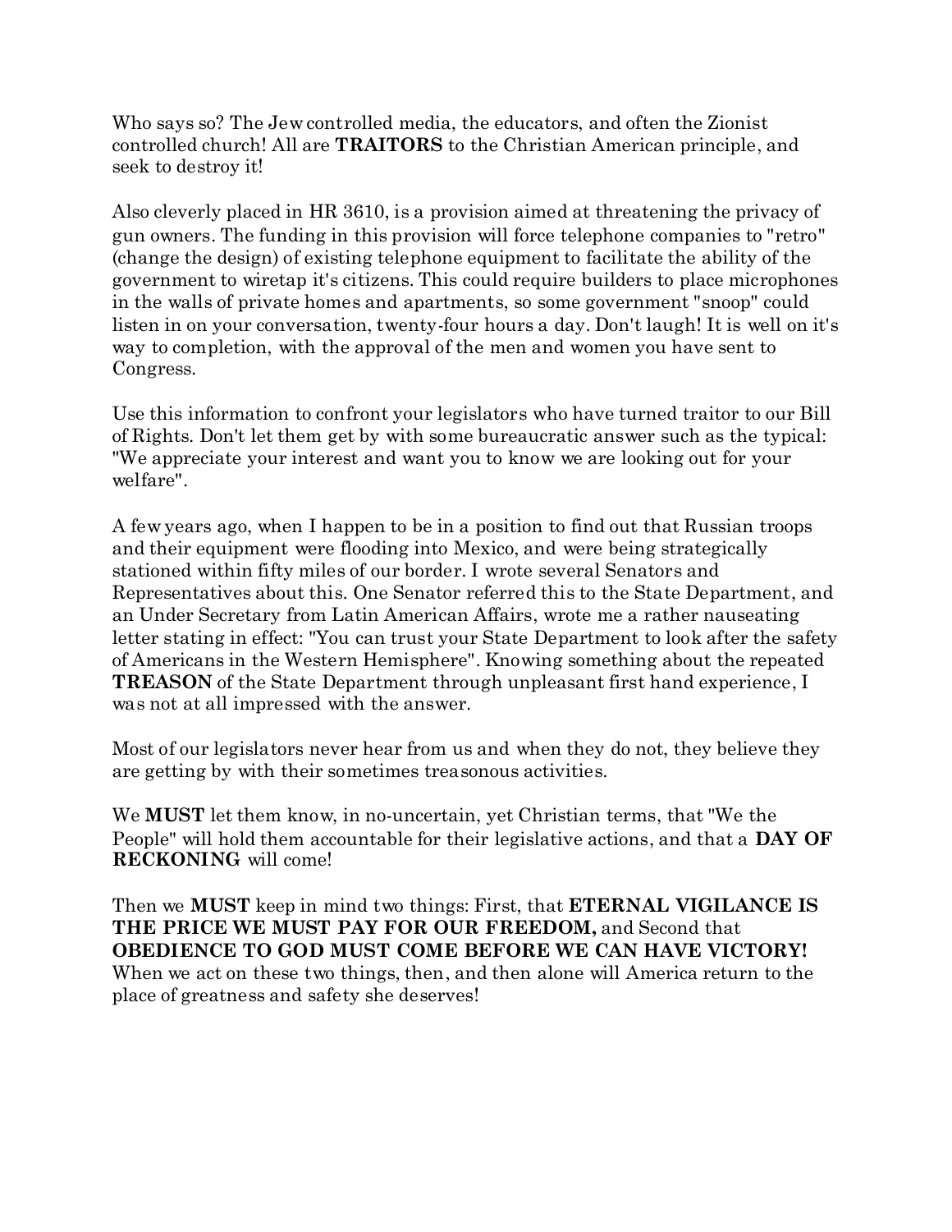Who says so? The Jew controlled media, the educators, and often the Zionist controlled church! All are **TRAITORS** to the Christian American principle, and seek to destroy it!

Also cleverly placed in HR 3610, is a provision aimed at threatening the privacy of gun owners. The funding in this provision will force telephone companies to "retro" (change the design) of existing telephone equipment to facilitate the ability of the government to wiretap it's citizens. This could require builders to place microphones in the walls of private homes and apartments, so some government "snoop" could listen in on your conversation, twenty-four hours a day. Don't laugh! It is well on it's way to completion, with the approval of the men and women you have sent to Congress.

Use this information to confront your legislators who have turned traitor to our Bill of Rights. Don't let them get by with some bureaucratic answer such as the typical: "We appreciate your interest and want you to know we are looking out for your welfare".

A few years ago, when I happen to be in a position to find out that Russian troops and their equipment were flooding into Mexico, and were being strategically stationed within fifty miles of our border. I wrote several Senators and Representatives about this. One Senator referred this to the State Department, and an Under Secretary from Latin American Affairs, wrote me a rather nauseating letter stating in effect: "You can trust your State Department to look after the safety of Americans in the Western Hemisphere". Knowing something about the repeated **TREASON** of the State Department through unpleasant first hand experience, I was not at all impressed with the answer.

Most of our legislators never hear from us and when they do not, they believe they are getting by with their sometimes treasonous activities.

We **MUST** let them know, in no-uncertain, yet Christian terms, that "We the People" will hold them accountable for their legislative actions, and that a **DAY OF RECKONING** will come!

Then we **MUST** keep in mind two things: First, that **ETERNAL VIGILANCE IS THE PRICE WE MUST PAY FOR OUR FREEDOM,** and Second that **OBEDIENCE TO GOD MUST COME BEFORE WE CAN HAVE VICTORY!** When we act on these two things, then, and then alone will America return to the place of greatness and safety she deserves!